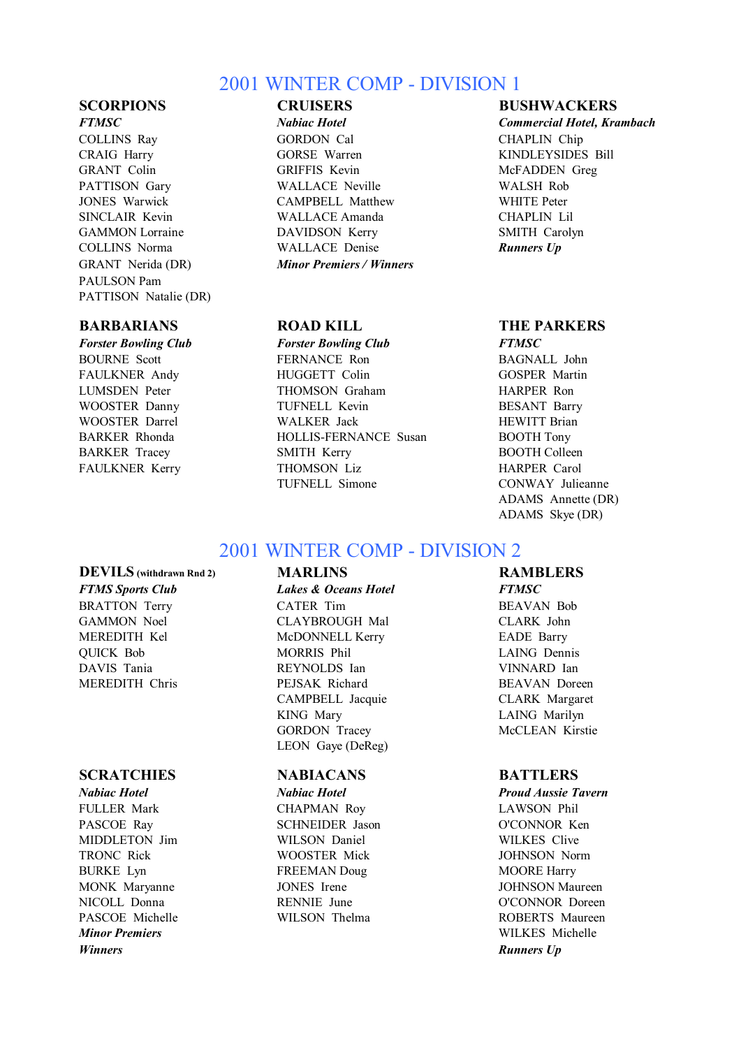# 2001 WINTER COMP - DIVISION 1

### SCORPIONS

***FTMSC***

COLLINS Ray
CRAIG Harry
GRANT Colin
PATTISON Gary
JONES Warwick
SINCLAIR Kevin
GAMMON Lorraine
COLLINS Norma
GRANT Nerida (DR)
PAULSON Pam
PATTISON Natalie (DR)

### CRUISERS

***Nabiac Hotel***

GORDON Cal
GORSE Warren
GRIFFIS Kevin
WALLACE Neville
CAMPBELL Matthew
WALLACE Amanda
DAVIDSON Kerry
WALLACE Denise

***Minor Premiers / Winners***

### BUSHWACKERS

***Commercial Hotel, Krambach***

CHAPLIN Chip
KINDLEYSIDES Bill
McFADDEN Greg
WALSH Rob
WHITE Peter
CHAPLIN Lil
SMITH Carolyn

***Runners Up***

### BARBARIANS

***Forster Bowling Club***

BOURNE Scott
FAULKNER Andy
LUMSDEN Peter
WOOSTER Danny
WOOSTER Darrel
BARKER Rhonda
BARKER Tracey
FAULKNER Kerry

### ROAD KILL

***Forster Bowling Club***

FERNANCE Ron
HUGGETT Colin
THOMSON Graham
TUFNELL Kevin
WALKER Jack
HOLLIS-FERNANCE Susan
SMITH Kerry
THOMSON Liz
TUFNELL Simone

### THE PARKERS

***FTMSC***

BAGNALL John
GOSPER Martin
HARPER Ron
BESANT Barry
HEWITT Brian
BOOTH Tony
BOOTH Colleen
HARPER Carol
CONWAY Julieanne
ADAMS Annette (DR)
ADAMS Skye (DR)

# 2001 WINTER COMP - DIVISION 2

### DEVILS (withdrawn Rnd 2)

***FTMS Sports Club***

BRATTON Terry
GAMMON Noel
MEREDITH Kel
QUICK Bob
DAVIS Tania
MEREDITH Chris

### MARLINS

***Lakes & Oceans Hotel***

CATER Tim
CLAYBROUGH Mal
McDONNELL Kerry
MORRIS Phil
REYNOLDS Ian
PEJSAK Richard
CAMPBELL Jacquie
KING Mary
GORDON Tracey
LEON Gaye (DeReg)

### RAMBLERS

***FTMSC***

BEAVAN Bob
CLARK John
EADE Barry
LAING Dennis
VINNARD Ian
BEAVAN Doreen
CLARK Margaret
LAING Marilyn
McCLEAN Kirstie

### SCRATCHIES

***Nabiac Hotel***

FULLER Mark
PASCOE Ray
MIDDLETON Jim
TRONC Rick
BURKE Lyn
MONK Maryanne
NICOLL Donna
PASCOE Michelle

***Minor Premiers***

***Winners***

### NABIACANS

***Nabiac Hotel***

CHAPMAN Roy
SCHNEIDER Jason
WILSON Daniel
WOOSTER Mick
FREEMAN Doug
JONES Irene
RENNIE June
WILSON Thelma

### BATTLERS

***Proud Aussie Tavern***

LAWSON Phil
O'CONNOR Ken
WILKES Clive
JOHNSON Norm
MOORE Harry
JOHNSON Maureen
O'CONNOR Doreen
ROBERTS Maureen
WILKES Michelle

***Runners Up***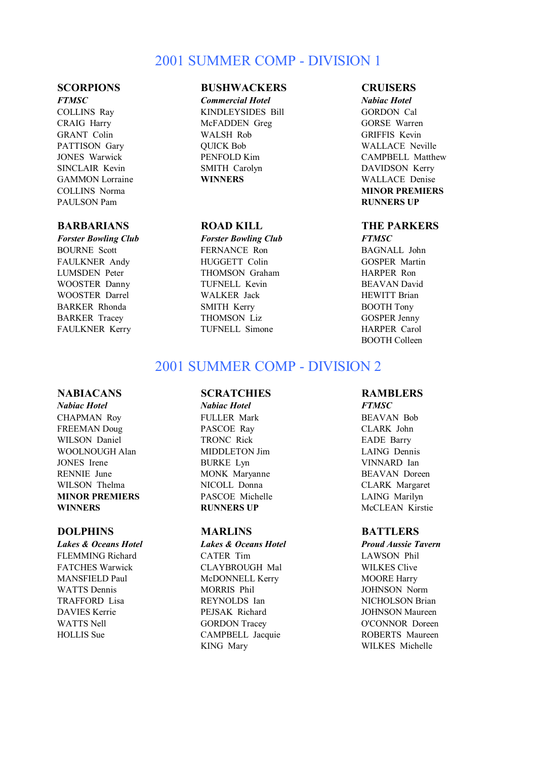## 2001 SUMMER COMP - DIVISION 1

### SCORPIONS
***FTMSC***
COLLINS Ray
CRAIG Harry
GRANT Colin
PATTISON Gary
JONES Warwick
SINCLAIR Kevin
GAMMON Lorraine
COLLINS Norma
PAULSON Pam

### BUSHWACKERS
***Commercial Hotel***
KINDLEYSIDES Bill
McFADDEN Greg
WALSH Rob
QUICK Bob
PENFOLD Kim
SMITH Carolyn
**WINNERS**

### CRUISERS
***Nabiac Hotel***
GORDON Cal
GORSE Warren
GRIFFIS Kevin
WALLACE Neville
CAMPBELL Matthew
DAVIDSON Kerry
WALLACE Denise
**MINOR PREMIERS**
**RUNNERS UP**

### BARBARIANS
***Forster Bowling Club***
BOURNE Scott
FAULKNER Andy
LUMSDEN Peter
WOOSTER Danny
WOOSTER Darrel
BARKER Rhonda
BARKER Tracey
FAULKNER Kerry

### ROAD KILL
***Forster Bowling Club***
FERNANCE Ron
HUGGETT Colin
THOMSON Graham
TUFNELL Kevin
WALKER Jack
SMITH Kerry
THOMSON Liz
TUFNELL Simone

### THE PARKERS
***FTMSC***
BAGNALL John
GOSPER Martin
HARPER Ron
BEAVAN David
HEWITT Brian
BOOTH Tony
GOSPER Jenny
HARPER Carol
BOOTH Colleen

## 2001 SUMMER COMP - DIVISION 2

### NABIACANS
***Nabiac Hotel***
CHAPMAN Roy
FREEMAN Doug
WILSON Daniel
WOOLNOUGH Alan
JONES Irene
RENNIE June
WILSON Thelma
**MINOR PREMIERS**
**WINNERS**

### SCRATCHIES
***Nabiac Hotel***
FULLER Mark
PASCOE Ray
TRONC Rick
MIDDLETON Jim
BURKE Lyn
MONK Maryanne
NICOLL Donna
PASCOE Michelle
**RUNNERS UP**

### RAMBLERS
***FTMSC***
BEAVAN Bob
CLARK John
EADE Barry
LAING Dennis
VINNARD Ian
BEAVAN Doreen
CLARK Margaret
LAING Marilyn
McCLEAN Kirstie

### DOLPHINS
***Lakes & Oceans Hotel***
FLEMMING Richard
FATCHES Warwick
MANSFIELD Paul
WATTS Dennis
TRAFFORD Lisa
DAVIES Kerrie
WATTS Nell
HOLLIS Sue

### MARLINS
***Lakes & Oceans Hotel***
CATER Tim
CLAYBROUGH Mal
McDONNELL Kerry
MORRIS Phil
REYNOLDS Ian
PEJSAK Richard
GORDON Tracey
CAMPBELL Jacquie
KING Mary

### BATTLERS
***Proud Aussie Tavern***
LAWSON Phil
WILKES Clive
MOORE Harry
JOHNSON Norm
NICHOLSON Brian
JOHNSON Maureen
O'CONNOR Doreen
ROBERTS Maureen
WILKES Michelle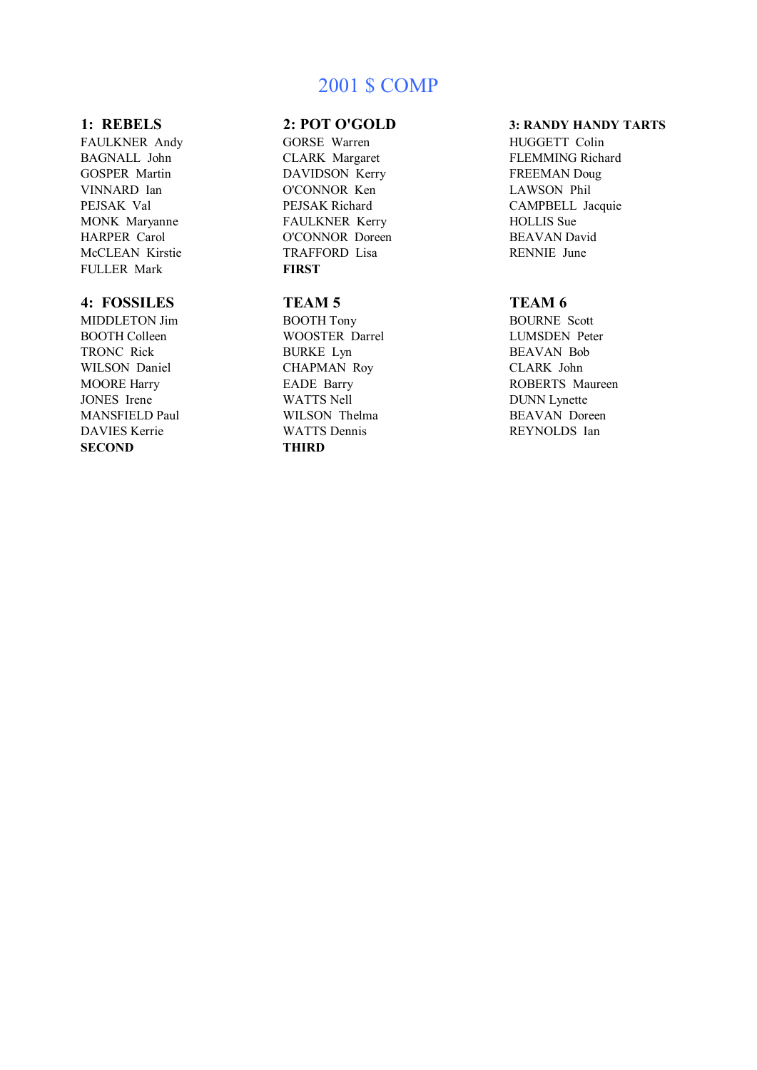# 2001 $ COMP

## 1: REBELS

FAULKNER Andy
BAGNALL John
GOSPER Martin
VINNARD Ian
PEJSAK Val
MONK Maryanne
HARPER Carol
McCLEAN Kirstie
FULLER Mark

## 2: POT O'GOLD

GORSE Warren
CLARK Margaret
DAVIDSON Kerry
O'CONNOR Ken
PEJSAK Richard
FAULKNER Kerry
O'CONNOR Doreen
TRAFFORD Lisa
**FIRST**

## 3: RANDY HANDY TARTS

HUGGETT Colin
FLEMMING Richard
FREEMAN Doug
LAWSON Phil
CAMPBELL Jacquie
HOLLIS Sue
BEAVAN David
RENNIE June

## 4: FOSSILES

MIDDLETON Jim
BOOTH Colleen
TRONC Rick
WILSON Daniel
MOORE Harry
JONES Irene
MANSFIELD Paul
DAVIES Kerrie
**SECOND**

## TEAM 5

BOOTH Tony
WOOSTER Darrel
BURKE Lyn
CHAPMAN Roy
EADE Barry
WATTS Nell
WILSON Thelma
WATTS Dennis
**THIRD**

## TEAM 6

BOURNE Scott
LUMSDEN Peter
BEAVAN Bob
CLARK John
ROBERTS Maureen
DUNN Lynette
BEAVAN Doreen
REYNOLDS Ian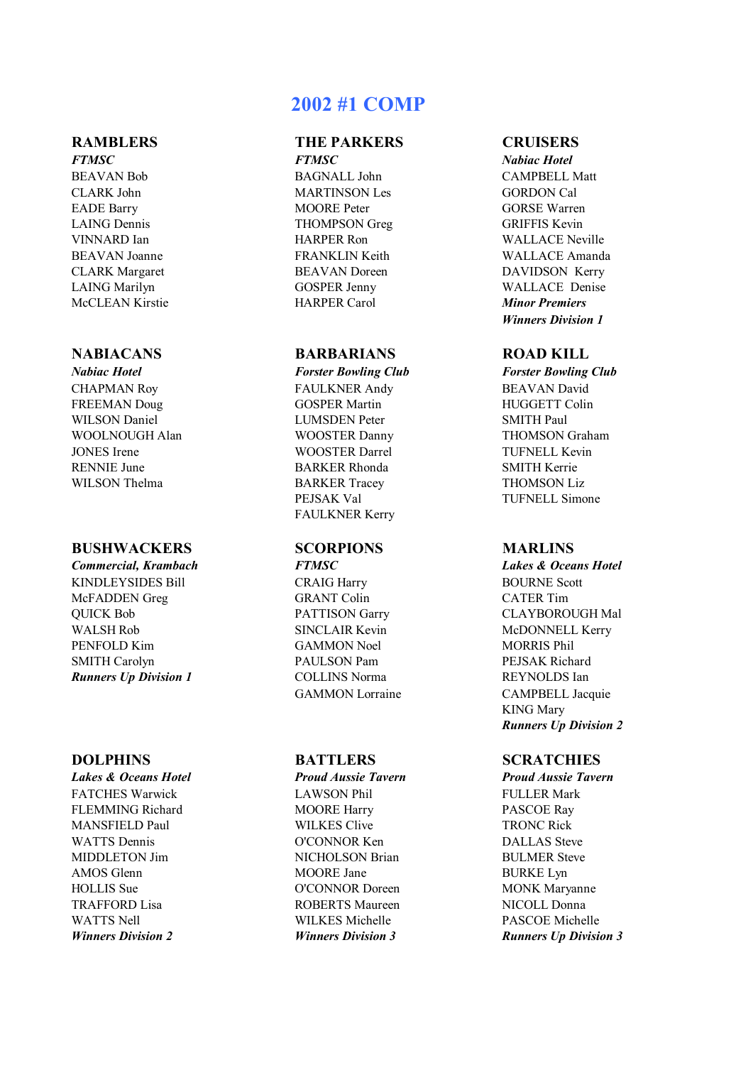# 2002 #1 COMP

## RAMBLERS

***FTMSC***

BEAVAN Bob
CLARK John
EADE Barry
LAING Dennis
VINNARD Ian
BEAVAN Joanne
CLARK Margaret
LAING Marilyn
McCLEAN Kirstie

## THE PARKERS

***FTMSC***

BAGNALL John
MARTINSON Les
MOORE Peter
THOMPSON Greg
HARPER Ron
FRANKLIN Keith
BEAVAN Doreen
GOSPER Jenny
HARPER Carol

## CRUISERS

***Nabiac Hotel***

CAMPBELL Matt
GORDON Cal
GORSE Warren
GRIFFIS Kevin
WALLACE Neville
WALLACE Amanda
DAVIDSON Kerry
WALLACE Denise

***Minor Premiers***

***Winners Division 1***

## NABIACANS

***Nabiac Hotel***

CHAPMAN Roy
FREEMAN Doug
WILSON Daniel
WOOLNOUGH Alan
JONES Irene
RENNIE June
WILSON Thelma

## BARBARIANS

***Forster Bowling Club***

FAULKNER Andy
GOSPER Martin
LUMSDEN Peter
WOOSTER Danny
WOOSTER Darrel
BARKER Rhonda
BARKER Tracey
PEJSAK Val
FAULKNER Kerry

## ROAD KILL

***Forster Bowling Club***

BEAVAN David
HUGGETT Colin
SMITH Paul
THOMSON Graham
TUFNELL Kevin
SMITH Kerrie
THOMSON Liz
TUFNELL Simone

## BUSHWACKERS

***Commercial, Krambach***

KINDLEYSIDES Bill
McFADDEN Greg
QUICK Bob
WALSH Rob
PENFOLD Kim
SMITH Carolyn

***Runners Up Division 1***

## SCORPIONS

***FTMSC***

CRAIG Harry
GRANT Colin
PATTISON Garry
SINCLAIR Kevin
GAMMON Noel
PAULSON Pam
COLLINS Norma
GAMMON Lorraine

## MARLINS

***Lakes & Oceans Hotel***

BOURNE Scott
CATER Tim
CLAYBOROUGH Mal
McDONNELL Kerry
MORRIS Phil
PEJSAK Richard
REYNOLDS Ian
CAMPBELL Jacquie
KING Mary

***Runners Up Division 2***

## DOLPHINS

***Lakes & Oceans Hotel***

FATCHES Warwick
FLEMMING Richard
MANSFIELD Paul
WATTS Dennis
MIDDLETON Jim
AMOS Glenn
HOLLIS Sue
TRAFFORD Lisa
WATTS Nell

***Winners Division 2***

## BATTLERS

***Proud Aussie Tavern***

LAWSON Phil
MOORE Harry
WILKES Clive
O'CONNOR Ken
NICHOLSON Brian
MOORE Jane
O'CONNOR Doreen
ROBERTS Maureen
WILKES Michelle

***Winners Division 3***

## SCRATCHIES

***Proud Aussie Tavern***

FULLER Mark
PASCOE Ray
TRONC Rick
DALLAS Steve
BULMER Steve
BURKE Lyn
MONK Maryanne
NICOLL Donna
PASCOE Michelle

***Runners Up Division 3***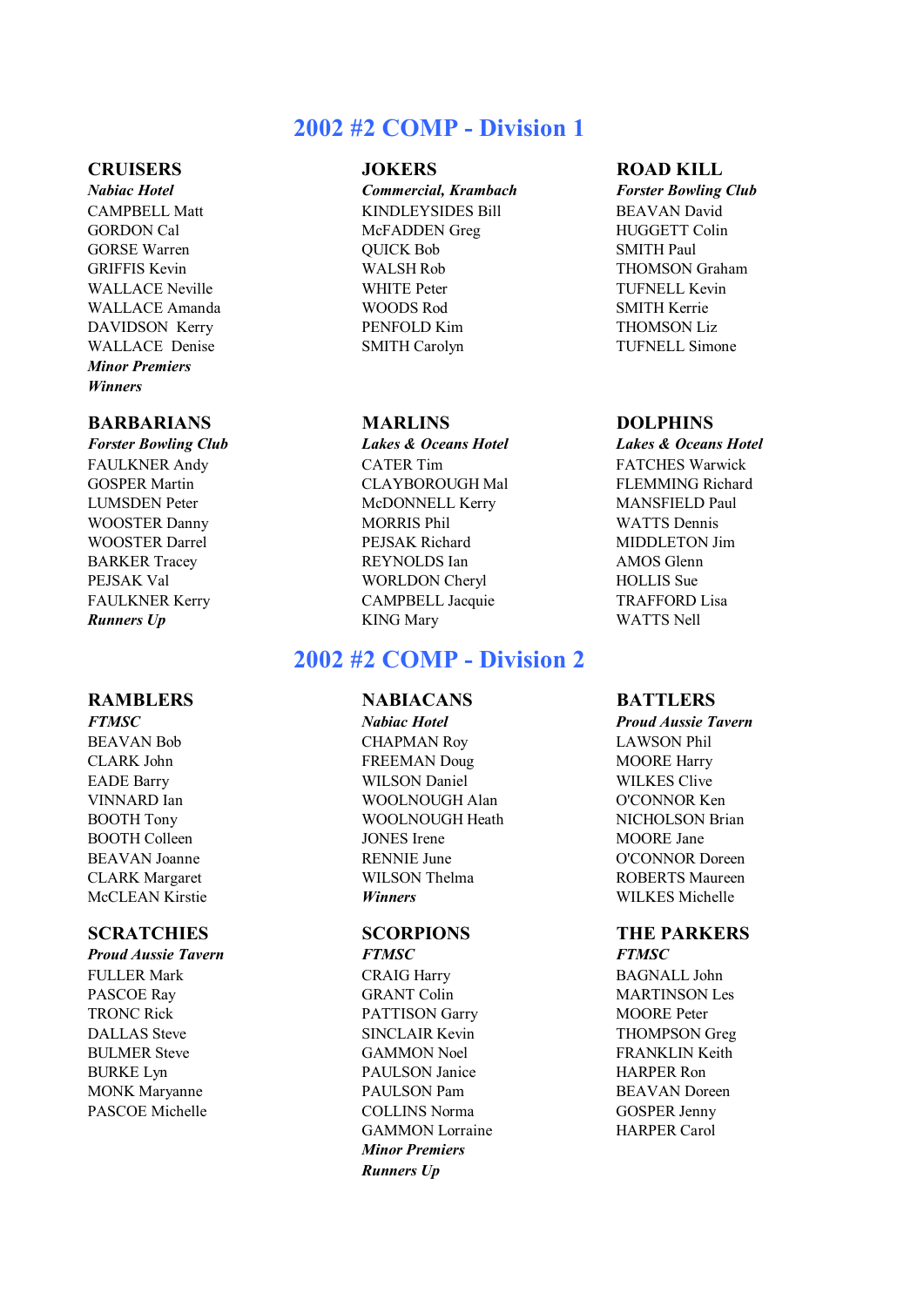# 2002 #2 COMP - Division 1

### CRUISERS
***Nabiac Hotel***

CAMPBELL Matt
GORDON Cal
GORSE Warren
GRIFFIS Kevin
WALLACE Neville
WALLACE Amanda
DAVIDSON Kerry
WALLACE Denise
***Minor Premiers***
***Winners***

### JOKERS
***Commercial, Krambach***

KINDLEYSIDES Bill
McFADDEN Greg
QUICK Bob
WALSH Rob
WHITE Peter
WOODS Rod
PENFOLD Kim
SMITH Carolyn

### ROAD KILL
***Forster Bowling Club***

BEAVAN David
HUGGETT Colin
SMITH Paul
THOMSON Graham
TUFNELL Kevin
SMITH Kerrie
THOMSON Liz
TUFNELL Simone

### BARBARIANS
***Forster Bowling Club***

FAULKNER Andy
GOSPER Martin
LUMSDEN Peter
WOOSTER Danny
WOOSTER Darrel
BARKER Tracey
PEJSAK Val
FAULKNER Kerry
***Runners Up***

### MARLINS
***Lakes & Oceans Hotel***

CATER Tim
CLAYBOROUGH Mal
McDONNELL Kerry
MORRIS Phil
PEJSAK Richard
REYNOLDS Ian
WORLDON Cheryl
CAMPBELL Jacquie
KING Mary

### DOLPHINS
***Lakes & Oceans Hotel***

FATCHES Warwick
FLEMMING Richard
MANSFIELD Paul
WATTS Dennis
MIDDLETON Jim
AMOS Glenn
HOLLIS Sue
TRAFFORD Lisa
WATTS Nell

# 2002 #2 COMP - Division 2

### RAMBLERS
***FTMSC***

BEAVAN Bob
CLARK John
EADE Barry
VINNARD Ian
BOOTH Tony
BOOTH Colleen
BEAVAN Joanne
CLARK Margaret
McCLEAN Kirstie

### NABIACANS
***Nabiac Hotel***

CHAPMAN Roy
FREEMAN Doug
WILSON Daniel
WOOLNOUGH Alan
WOOLNOUGH Heath
JONES Irene
RENNIE June
WILSON Thelma
***Winners***

### BATTLERS
***Proud Aussie Tavern***

LAWSON Phil
MOORE Harry
WILKES Clive
O'CONNOR Ken
NICHOLSON Brian
MOORE Jane
O'CONNOR Doreen
ROBERTS Maureen
WILKES Michelle

### SCRATCHIES
***Proud Aussie Tavern***

FULLER Mark
PASCOE Ray
TRONC Rick
DALLAS Steve
BULMER Steve
BURKE Lyn
MONK Maryanne
PASCOE Michelle

### SCORPIONS
***FTMSC***

CRAIG Harry
GRANT Colin
PATTISON Garry
SINCLAIR Kevin
GAMMON Noel
PAULSON Janice
PAULSON Pam
COLLINS Norma
GAMMON Lorraine
***Minor Premiers***
***Runners Up***

### THE PARKERS
***FTMSC***

BAGNALL John
MARTINSON Les
MOORE Peter
THOMPSON Greg
FRANKLIN Keith
HARPER Ron
BEAVAN Doreen
GOSPER Jenny
HARPER Carol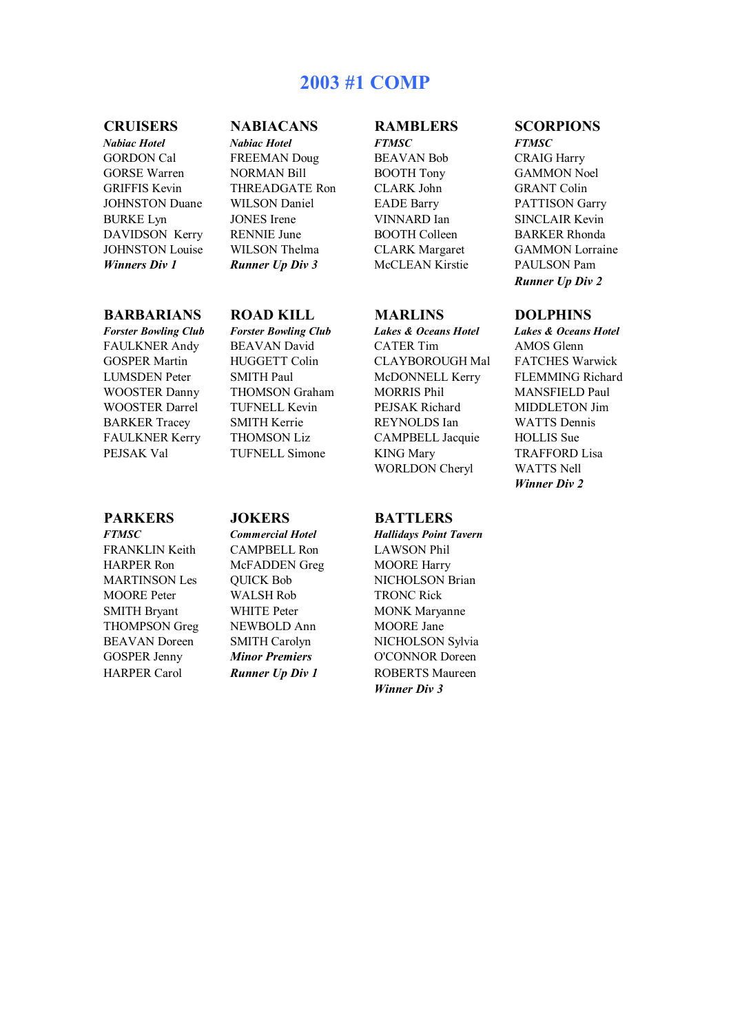# 2003 #1 COMP

## CRUISERS

***Nabiac Hotel***

GORDON Cal
GORSE Warren
GRIFFIS Kevin
JOHNSTON Duane
BURKE Lyn
DAVIDSON Kerry
JOHNSTON Louise

***Winners Div 1***

## NABIACANS

***Nabiac Hotel***

FREEMAN Doug
NORMAN Bill
THREADGATE Ron
WILSON Daniel
JONES Irene
RENNIE June
WILSON Thelma

***Runner Up Div 3***

## RAMBLERS

***FTMSC***

BEAVAN Bob
BOOTH Tony
CLARK John
EADE Barry
VINNARD Ian
BOOTH Colleen
CLARK Margaret
McCLEAN Kirstie

## SCORPIONS

***FTMSC***

CRAIG Harry
GAMMON Noel
GRANT Colin
PATTISON Garry
SINCLAIR Kevin
BARKER Rhonda
GAMMON Lorraine
PAULSON Pam

***Runner Up Div 2***

## BARBARIANS

***Forster Bowling Club***

FAULKNER Andy
GOSPER Martin
LUMSDEN Peter
WOOSTER Danny
WOOSTER Darrel
BARKER Tracey
FAULKNER Kerry
PEJSAK Val

## ROAD KILL

***Forster Bowling Club***

BEAVAN David
HUGGETT Colin
SMITH Paul
THOMSON Graham
TUFNELL Kevin
SMITH Kerrie
THOMSON Liz
TUFNELL Simone

## MARLINS

***Lakes & Oceans Hotel***

CATER Tim
CLAYBOROUGH Mal
McDONNELL Kerry
MORRIS Phil
PEJSAK Richard
REYNOLDS Ian
CAMPBELL Jacquie
KING Mary
WORLDON Cheryl

## DOLPHINS

***Lakes & Oceans Hotel***

AMOS Glenn
FATCHES Warwick
FLEMMING Richard
MANSFIELD Paul
MIDDLETON Jim
WATTS Dennis
HOLLIS Sue
TRAFFORD Lisa
WATTS Nell

***Winner Div 2***

## PARKERS

***FTMSC***

FRANKLIN Keith
HARPER Ron
MARTINSON Les
MOORE Peter
SMITH Bryant
THOMPSON Greg
BEAVAN Doreen
GOSPER Jenny
HARPER Carol

## JOKERS

***Commercial Hotel***

CAMPBELL Ron
McFADDEN Greg
QUICK Bob
WALSH Rob
WHITE Peter
NEWBOLD Ann
SMITH Carolyn

***Minor Premiers***

***Runner Up Div 1***

## BATTLERS

***Hallidays Point Tavern***

LAWSON Phil
MOORE Harry
NICHOLSON Brian
TRONC Rick
MONK Maryanne
MOORE Jane
NICHOLSON Sylvia
O'CONNOR Doreen
ROBERTS Maureen

***Winner Div 3***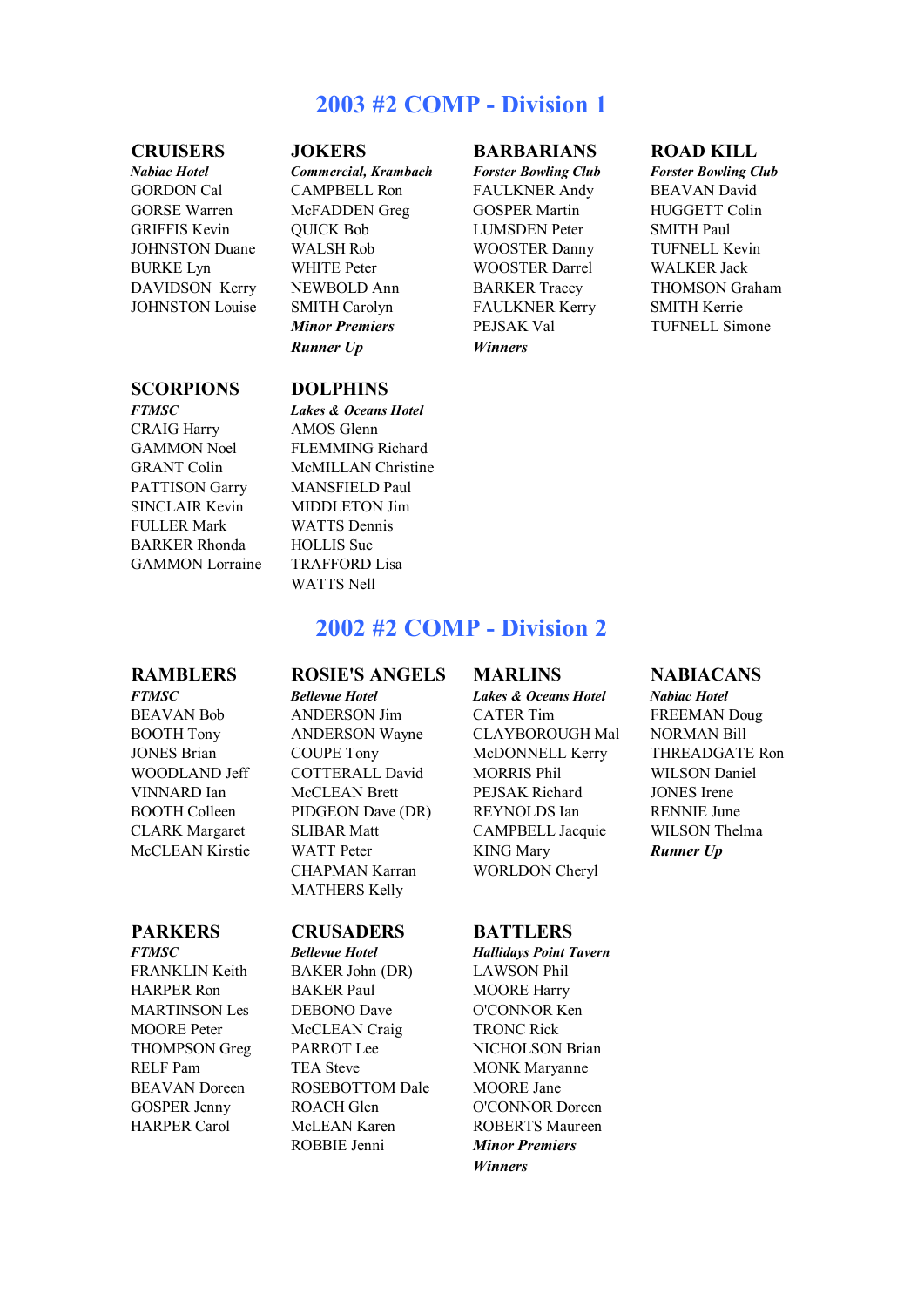# 2003 #2 COMP - Division 1

### CRUISERS
***Nabiac Hotel***

GORDON Cal
GORSE Warren
GRIFFIS Kevin
JOHNSTON Duane
BURKE Lyn
DAVIDSON Kerry
JOHNSTON Louise

### JOKERS
***Commercial, Krambach***

CAMPBELL Ron
McFADDEN Greg
QUICK Bob
WALSH Rob
WHITE Peter
NEWBOLD Ann
SMITH Carolyn

***Minor Premiers***

***Runner Up***

### BARBARIANS
***Forster Bowling Club***

FAULKNER Andy
GOSPER Martin
LUMSDEN Peter
WOOSTER Danny
WOOSTER Darrel
BARKER Tracey
FAULKNER Kerry
PEJSAK Val

***Winners***

### ROAD KILL
***Forster Bowling Club***

BEAVAN David
HUGGETT Colin
SMITH Paul
TUFNELL Kevin
WALKER Jack
THOMSON Graham
SMITH Kerrie
TUFNELL Simone

### SCORPIONS
***FTMSC***

CRAIG Harry
GAMMON Noel
GRANT Colin
PATTISON Garry
SINCLAIR Kevin
FULLER Mark
BARKER Rhonda
GAMMON Lorraine

### DOLPHINS
***Lakes & Oceans Hotel***

AMOS Glenn
FLEMMING Richard
McMILLAN Christine
MANSFIELD Paul
MIDDLETON Jim
WATTS Dennis
HOLLIS Sue
TRAFFORD Lisa
WATTS Nell

# 2002 #2 COMP - Division 2

### RAMBLERS
***FTMSC***

BEAVAN Bob
BOOTH Tony
JONES Brian
WOODLAND Jeff
VINNARD Ian
BOOTH Colleen
CLARK Margaret
McCLEAN Kirstie

### ROSIE'S ANGELS
***Bellevue Hotel***

ANDERSON Jim
ANDERSON Wayne
COUPE Tony
COTTERALL David
McCLEAN Brett
PIDGEON Dave (DR)
SLIBAR Matt
WATT Peter
CHAPMAN Karran
MATHERS Kelly

### MARLINS
***Lakes & Oceans Hotel***

CATER Tim
CLAYBOROUGH Mal
McDONNELL Kerry
MORRIS Phil
PEJSAK Richard
REYNOLDS Ian
CAMPBELL Jacquie
KING Mary
WORLDON Cheryl

### NABIACANS
***Nabiac Hotel***

FREEMAN Doug
NORMAN Bill
THREADGATE Ron
WILSON Daniel
JONES Irene
RENNIE June
WILSON Thelma

***Runner Up***

### PARKERS
***FTMSC***

FRANKLIN Keith
HARPER Ron
MARTINSON Les
MOORE Peter
THOMPSON Greg
RELF Pam
BEAVAN Doreen
GOSPER Jenny
HARPER Carol

### CRUSADERS
***Bellevue Hotel***

BAKER John (DR)
BAKER Paul
DEBONO Dave
McCLEAN Craig
PARROT Lee
TEA Steve
ROSEBOTTOM Dale
ROACH Glen
McLEAN Karen
ROBBIE Jenni

### BATTLERS
***Hallidays Point Tavern***

LAWSON Phil
MOORE Harry
O'CONNOR Ken
TRONC Rick
NICHOLSON Brian
MONK Maryanne
MOORE Jane
O'CONNOR Doreen
ROBERTS Maureen

***Minor Premiers***

***Winners***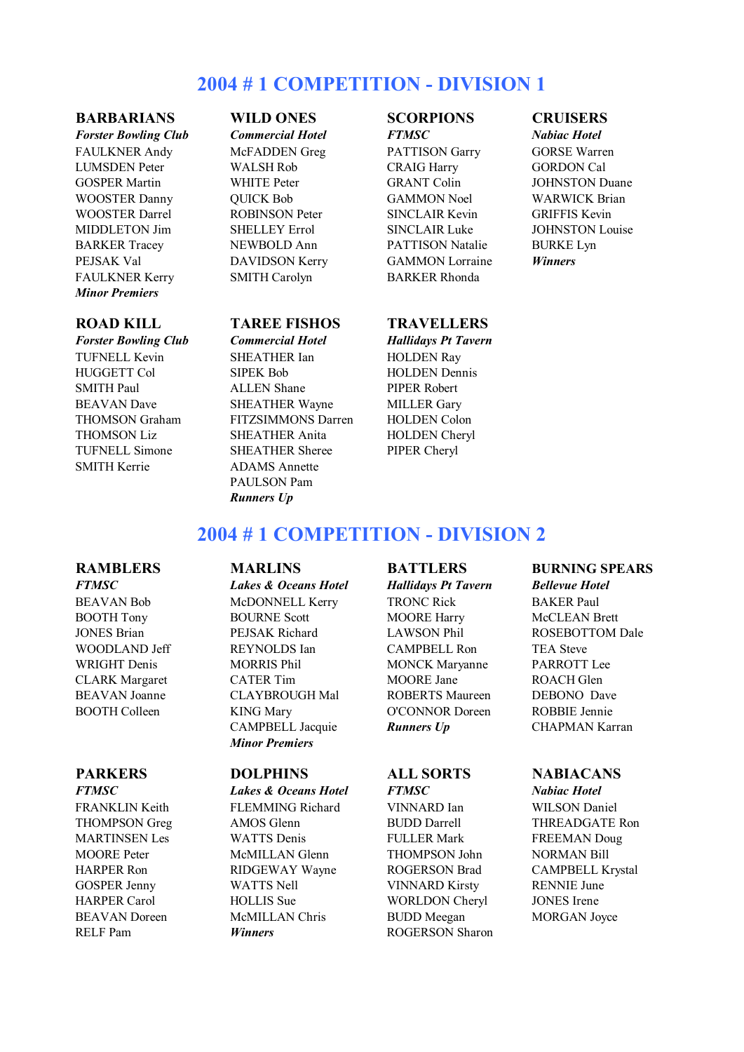# 2004 # 1 COMPETITION - DIVISION 1

### BARBARIANS
***Forster Bowling Club***

FAULKNER Andy
LUMSDEN Peter
GOSPER Martin
WOOSTER Danny
WOOSTER Darrel
MIDDLETON Jim
BARKER Tracey
PEJSAK Val
FAULKNER Kerry
***Minor Premiers***

### WILD ONES
***Commercial Hotel***

McFADDEN Greg
WALSH Rob
WHITE Peter
QUICK Bob
ROBINSON Peter
SHELLEY Errol
NEWBOLD Ann
DAVIDSON Kerry
SMITH Carolyn

### SCORPIONS
***FTMSC***

PATTISON Garry
CRAIG Harry
GRANT Colin
GAMMON Noel
SINCLAIR Kevin
SINCLAIR Luke
PATTISON Natalie
GAMMON Lorraine
BARKER Rhonda

### CRUISERS
***Nabiac Hotel***

GORSE Warren
GORDON Cal
JOHNSTON Duane
WARWICK Brian
GRIFFIS Kevin
JOHNSTON Louise
BURKE Lyn
***Winners***

### ROAD KILL
***Forster Bowling Club***

TUFNELL Kevin
HUGGETT Col
SMITH Paul
BEAVAN Dave
THOMSON Graham
THOMSON Liz
TUFNELL Simone
SMITH Kerrie

### TAREE FISHOS
***Commercial Hotel***

SHEATHER Ian
SIPEK Bob
ALLEN Shane
SHEATHER Wayne
FITZSIMMONS Darren
SHEATHER Anita
SHEATHER Sheree
ADAMS Annette
PAULSON Pam
***Runners Up***

### TRAVELLERS
***Hallidays Pt Tavern***

HOLDEN Ray
HOLDEN Dennis
PIPER Robert
MILLER Gary
HOLDEN Colon
HOLDEN Cheryl
PIPER Cheryl

# 2004 # 1 COMPETITION - DIVISION 2

### RAMBLERS
***FTMSC***

BEAVAN Bob
BOOTH Tony
JONES Brian
WOODLAND Jeff
WRIGHT Denis
CLARK Margaret
BEAVAN Joanne
BOOTH Colleen

### MARLINS
***Lakes & Oceans Hotel***

McDONNELL Kerry
BOURNE Scott
PEJSAK Richard
REYNOLDS Ian
MORRIS Phil
CATER Tim
CLAYBROUGH Mal
KING Mary
CAMPBELL Jacquie
***Minor Premiers***

### BATTLERS
***Hallidays Pt Tavern***

TRONC Rick
MOORE Harry
LAWSON Phil
CAMPBELL Ron
MONCK Maryanne
MOORE Jane
ROBERTS Maureen
O'CONNOR Doreen
***Runners Up***

### BURNING SPEARS
***Bellevue Hotel***

BAKER Paul
McCLEAN Brett
ROSEBOTTOM Dale
TEA Steve
PARROTT Lee
ROACH Glen
DEBONO Dave
ROBBIE Jennie
CHAPMAN Karran

### PARKERS
***FTMSC***

FRANKLIN Keith
THOMPSON Greg
MARTINSEN Les
MOORE Peter
HARPER Ron
GOSPER Jenny
HARPER Carol
BEAVAN Doreen
RELF Pam

### DOLPHINS
***Lakes & Oceans Hotel***

FLEMMING Richard
AMOS Glenn
WATTS Denis
McMILLAN Glenn
RIDGEWAY Wayne
WATTS Nell
HOLLIS Sue
McMILLAN Chris
***Winners***

### ALL SORTS
***FTMSC***

VINNARD Ian
BUDD Darrell
FULLER Mark
THOMPSON John
ROGERSON Brad
VINNARD Kirsty
WORLDON Cheryl
BUDD Meegan
ROGERSON Sharon

### NABIACANS
***Nabiac Hotel***

WILSON Daniel
THREADGATE Ron
FREEMAN Doug
NORMAN Bill
CAMPBELL Krystal
RENNIE June
JONES Irene
MORGAN Joyce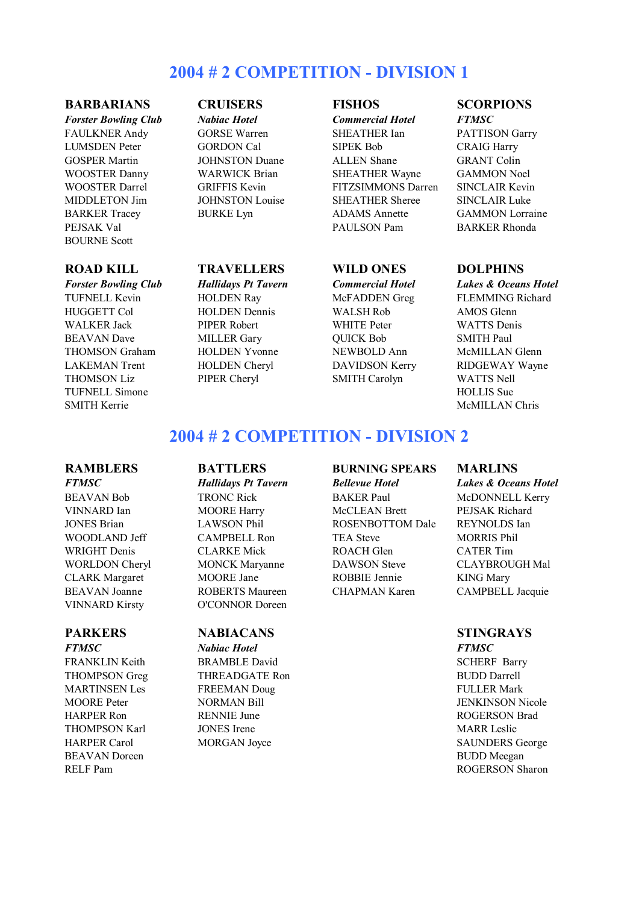# 2004 # 2 COMPETITION - DIVISION 1

### BARBARIANS
***Forster Bowling Club***

FAULKNER Andy
LUMSDEN Peter
GOSPER Martin
WOOSTER Danny
WOOSTER Darrel
MIDDLETON Jim
BARKER Tracey
PEJSAK Val
BOURNE Scott

### CRUISERS
***Nabiac Hotel***

GORSE Warren
GORDON Cal
JOHNSTON Duane
WARWICK Brian
GRIFFIS Kevin
JOHNSTON Louise
BURKE Lyn

### FISHOS
***Commercial Hotel***

SHEATHER Ian
SIPEK Bob
ALLEN Shane
SHEATHER Wayne
FITZSIMMONS Darren
SHEATHER Sheree
ADAMS Annette
PAULSON Pam

### SCORPIONS
***FTMSC***

PATTISON Garry
CRAIG Harry
GRANT Colin
GAMMON Noel
SINCLAIR Kevin
SINCLAIR Luke
GAMMON Lorraine
BARKER Rhonda

### ROAD KILL
***Forster Bowling Club***

TUFNELL Kevin
HUGGETT Col
WALKER Jack
BEAVAN Dave
THOMSON Graham
LAKEMAN Trent
THOMSON Liz
TUFNELL Simone
SMITH Kerrie

### TRAVELLERS
***Hallidays Pt Tavern***

HOLDEN Ray
HOLDEN Dennis
PIPER Robert
MILLER Gary
HOLDEN Yvonne
HOLDEN Cheryl
PIPER Cheryl

### WILD ONES
***Commercial Hotel***

McFADDEN Greg
WALSH Rob
WHITE Peter
QUICK Bob
NEWBOLD Ann
DAVIDSON Kerry
SMITH Carolyn

### DOLPHINS
***Lakes & Oceans Hotel***

FLEMMING Richard
AMOS Glenn
WATTS Denis
SMITH Paul
McMILLAN Glenn
RIDGEWAY Wayne
WATTS Nell
HOLLIS Sue
McMILLAN Chris

# 2004 # 2 COMPETITION - DIVISION 2

### RAMBLERS
***FTMSC***

BEAVAN Bob
VINNARD Ian
JONES Brian
WOODLAND Jeff
WRIGHT Denis
WORLDON Cheryl
CLARK Margaret
BEAVAN Joanne
VINNARD Kirsty

### BATTLERS
***Hallidays Pt Tavern***

TRONC Rick
MOORE Harry
LAWSON Phil
CAMPBELL Ron
CLARKE Mick
MONCK Maryanne
MOORE Jane
ROBERTS Maureen
O'CONNOR Doreen

### BURNING SPEARS
***Bellevue Hotel***

BAKER Paul
McCLEAN Brett
ROSENBOTTOM Dale
TEA Steve
ROACH Glen
DAWSON Steve
ROBBIE Jennie
CHAPMAN Karen

### MARLINS
***Lakes & Oceans Hotel***

McDONNELL Kerry
PEJSAK Richard
REYNOLDS Ian
MORRIS Phil
CATER Tim
CLAYBROUGH Mal
KING Mary
CAMPBELL Jacquie

### PARKERS
***FTMSC***

FRANKLIN Keith
THOMPSON Greg
MARTINSEN Les
MOORE Peter
HARPER Ron
THOMPSON Karl
HARPER Carol
BEAVAN Doreen
RELF Pam

### NABIACANS
***Nabiac Hotel***

BRAMBLE David
THREADGATE Ron
FREEMAN Doug
NORMAN Bill
RENNIE June
JONES Irene
MORGAN Joyce

### STINGRAYS
***FTMSC***

SCHERF Barry
BUDD Darrell
FULLER Mark
JENKINSON Nicole
ROGERSON Brad
MARR Leslie
SAUNDERS George
BUDD Meegan
ROGERSON Sharon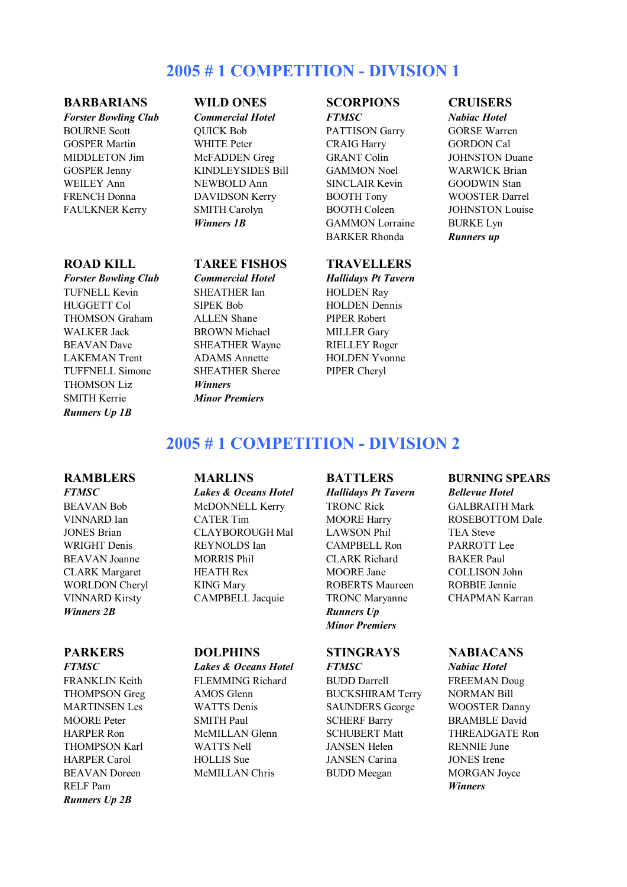# 2005 # 1 COMPETITION - DIVISION 1

### BARBARIANS

***Forster Bowling Club***

BOURNE Scott
GOSPER Martin
MIDDLETON Jim
GOSPER Jenny
WEILEY Ann
FRENCH Donna
FAULKNER Kerry

### WILD ONES

***Commercial Hotel***

QUICK Bob
WHITE Peter
McFADDEN Greg
KINDLEYSIDES Bill
NEWBOLD Ann
DAVIDSON Kerry
SMITH Carolyn

***Winners 1B***

### SCORPIONS

***FTMSC***

PATTISON Garry
CRAIG Harry
GRANT Colin
GAMMON Noel
SINCLAIR Kevin
BOOTH Tony
BOOTH Coleen
GAMMON Lorraine
BARKER Rhonda

### CRUISERS

***Nabiac Hotel***

GORSE Warren
GORDON Cal
JOHNSTON Duane
WARWICK Brian
GOODWIN Stan
WOOSTER Darrel
JOHNSTON Louise
BURKE Lyn

***Runners up***

### ROAD KILL

***Forster Bowling Club***

TUFNELL Kevin
HUGGETT Col
THOMSON Graham
WALKER Jack
BEAVAN Dave
LAKEMAN Trent
TUFFNELL Simone
THOMSON Liz
SMITH Kerrie

***Runners Up 1B***

### TAREE FISHOS

***Commercial Hotel***

SHEATHER Ian
SIPEK Bob
ALLEN Shane
BROWN Michael
SHEATHER Wayne
ADAMS Annette
SHEATHER Sheree

***Winners***

***Minor Premiers***

### TRAVELLERS

***Hallidays Pt Tavern***

HOLDEN Ray
HOLDEN Dennis
PIPER Robert
MILLER Gary
RIELLEY Roger
HOLDEN Yvonne
PIPER Cheryl

# 2005 # 1 COMPETITION - DIVISION 2

### RAMBLERS

***FTMSC***

BEAVAN Bob
VINNARD Ian
JONES Brian
WRIGHT Denis
BEAVAN Joanne
CLARK Margaret
WORLDON Cheryl
VINNARD Kirsty

***Winners 2B***

### MARLINS

***Lakes & Oceans Hotel***

McDONNELL Kerry
CATER Tim
CLAYBOROUGH Mal
REYNOLDS Ian
MORRIS Phil
HEATH Rex
KING Mary
CAMPBELL Jacquie

### BATTLERS

***Hallidays Pt Tavern***

TRONC Rick
MOORE Harry
LAWSON Phil
CAMPBELL Ron
CLARK Richard
MOORE Jane
ROBERTS Maureen
TRONC Maryanne

***Runners Up***

***Minor Premiers***

### BURNING SPEARS

***Bellevue Hotel***

GALBRAITH Mark
ROSEBOTTOM Dale
TEA Steve
PARROTT Lee
BAKER Paul
COLLISON John
ROBBIE Jennie
CHAPMAN Karran

### PARKERS

***FTMSC***

FRANKLIN Keith
THOMPSON Greg
MARTINSEN Les
MOORE Peter
HARPER Ron
THOMPSON Karl
HARPER Carol
BEAVAN Doreen
RELF Pam

***Runners Up 2B***

### DOLPHINS

***Lakes & Oceans Hotel***

FLEMMING Richard
AMOS Glenn
WATTS Denis
SMITH Paul
McMILLAN Glenn
WATTS Nell
HOLLIS Sue
McMILLAN Chris

### STINGRAYS

***FTMSC***

BUDD Darrell
BUCKSHIRAM Terry
SAUNDERS George
SCHERF Barry
SCHUBERT Matt
JANSEN Helen
JANSEN Carina
BUDD Meegan

### NABIACANS

***Nabiac Hotel***

FREEMAN Doug
NORMAN Bill
WOOSTER Danny
BRAMBLE David
THREADGATE Ron
RENNIE June
JONES Irene
MORGAN Joyce

***Winners***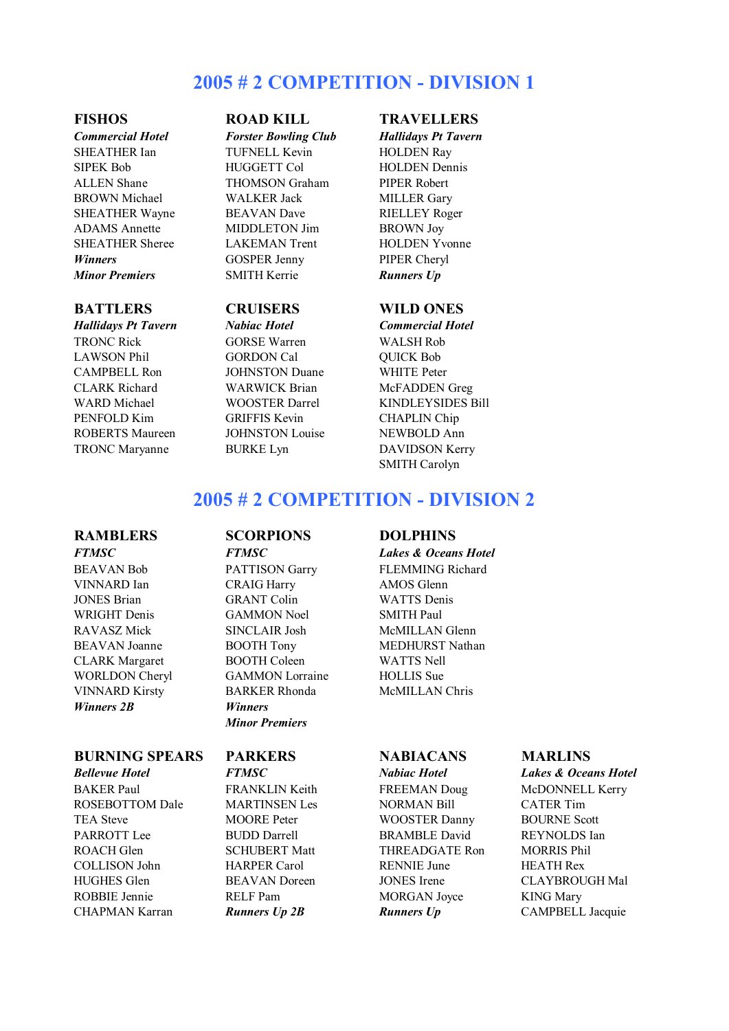# 2005 # 2 COMPETITION - DIVISION 1

### FISHOS

***Commercial Hotel***

SHEATHER Ian
SIPEK Bob
ALLEN Shane
BROWN Michael
SHEATHER Wayne
ADAMS Annette
SHEATHER Sheree

***Winners***

***Minor Premiers***

### ROAD KILL

***Forster Bowling Club***

TUFNELL Kevin
HUGGETT Col
THOMSON Graham
WALKER Jack
BEAVAN Dave
MIDDLETON Jim
LAKEMAN Trent
GOSPER Jenny
SMITH Kerrie

### TRAVELLERS

***Hallidays Pt Tavern***

HOLDEN Ray
HOLDEN Dennis
PIPER Robert
MILLER Gary
RIELLEY Roger
BROWN Joy
HOLDEN Yvonne
PIPER Cheryl

***Runners Up***

### BATTLERS

***Hallidays Pt Tavern***

TRONC Rick
LAWSON Phil
CAMPBELL Ron
CLARK Richard
WARD Michael
PENFOLD Kim
ROBERTS Maureen
TRONC Maryanne

### CRUISERS

***Nabiac Hotel***

GORSE Warren
GORDON Cal
JOHNSTON Duane
WARWICK Brian
WOOSTER Darrel
GRIFFIS Kevin
JOHNSTON Louise
BURKE Lyn

### WILD ONES

***Commercial Hotel***

WALSH Rob
QUICK Bob
WHITE Peter
McFADDEN Greg
KINDLEYSIDES Bill
CHAPLIN Chip
NEWBOLD Ann
DAVIDSON Kerry
SMITH Carolyn

# 2005 # 2 COMPETITION - DIVISION 2

### RAMBLERS

***FTMSC***

BEAVAN Bob
VINNARD Ian
JONES Brian
WRIGHT Denis
RAVASZ Mick
BEAVAN Joanne
CLARK Margaret
WORLDON Cheryl
VINNARD Kirsty

***Winners 2B***

### SCORPIONS

***FTMSC***

PATTISON Garry
CRAIG Harry
GRANT Colin
GAMMON Noel
SINCLAIR Josh
BOOTH Tony
BOOTH Coleen
GAMMON Lorraine
BARKER Rhonda

***Winners***

***Minor Premiers***

### DOLPHINS

***Lakes & Oceans Hotel***

FLEMMING Richard
AMOS Glenn
WATTS Denis
SMITH Paul
McMILLAN Glenn
MEDHURST Nathan
WATTS Nell
HOLLIS Sue
McMILLAN Chris

### BURNING SPEARS

***Bellevue Hotel***

BAKER Paul
ROSEBOTTOM Dale
TEA Steve
PARROTT Lee
ROACH Glen
COLLISON John
HUGHES Glen
ROBBIE Jennie
CHAPMAN Karran

### PARKERS

***FTMSC***

FRANKLIN Keith
MARTINSEN Les
MOORE Peter
BUDD Darrell
SCHUBERT Matt
HARPER Carol
BEAVAN Doreen
RELF Pam

***Runners Up 2B***

### NABIACANS

***Nabiac Hotel***

FREEMAN Doug
NORMAN Bill
WOOSTER Danny
BRAMBLE David
THREADGATE Ron
RENNIE June
JONES Irene
MORGAN Joyce

***Runners Up***

### MARLINS

***Lakes & Oceans Hotel***

McDONNELL Kerry
CATER Tim
BOURNE Scott
REYNOLDS Ian
MORRIS Phil
HEATH Rex
CLAYBROUGH Mal
KING Mary
CAMPBELL Jacquie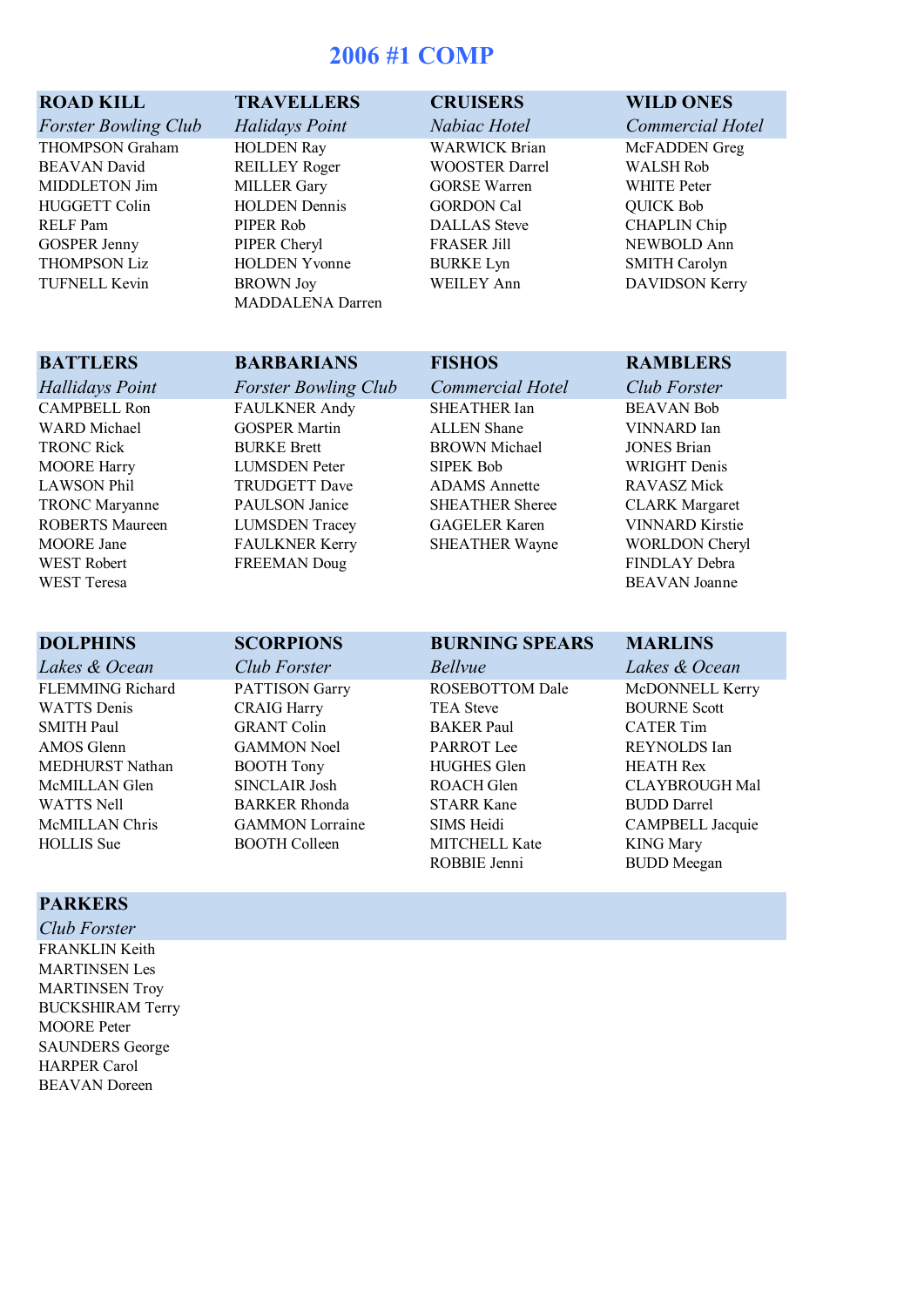# 2006 #1 COMP

| ROAD KILL | TRAVELLERS | CRUISERS | WILD ONES |
|---|---|---|---|
| *Forster Bowling Club* | *Halidays Point* | *Nabiac Hotel* | *Commercial Hotel* |
| THOMPSON Graham | HOLDEN Ray | WARWICK Brian | McFADDEN Greg |
| BEAVAN David | REILLEY Roger | WOOSTER Darrel | WALSH Rob |
| MIDDLETON Jim | MILLER Gary | GORSE Warren | WHITE Peter |
| HUGGETT Colin | HOLDEN Dennis | GORDON Cal | QUICK Bob |
| RELF Pam | PIPER Rob | DALLAS Steve | CHAPLIN Chip |
| GOSPER Jenny | PIPER Cheryl | FRASER Jill | NEWBOLD Ann |
| THOMPSON Liz | HOLDEN Yvonne | BURKE Lyn | SMITH Carolyn |
| TUFNELL Kevin | BROWN Joy | WEILEY Ann | DAVIDSON Kerry |
| | MADDALENA Darren | | |

| BATTLERS | BARBARIANS | FISHOS | RAMBLERS |
|---|---|---|---|
| *Hallidays Point* | *Forster Bowling Club* | *Commercial Hotel* | *Club Forster* |
| CAMPBELL Ron | FAULKNER Andy | SHEATHER Ian | BEAVAN Bob |
| WARD Michael | GOSPER Martin | ALLEN Shane | VINNARD Ian |
| TRONC Rick | BURKE Brett | BROWN Michael | JONES Brian |
| MOORE Harry | LUMSDEN Peter | SIPEK Bob | WRIGHT Denis |
| LAWSON Phil | TRUDGETT Dave | ADAMS Annette | RAVASZ Mick |
| TRONC Maryanne | PAULSON Janice | SHEATHER Sheree | CLARK Margaret |
| ROBERTS Maureen | LUMSDEN Tracey | GAGELER Karen | VINNARD Kirstie |
| MOORE Jane | FAULKNER Kerry | SHEATHER Wayne | WORLDON Cheryl |
| WEST Robert | FREEMAN Doug | | FINDLAY Debra |
| WEST Teresa | | | BEAVAN Joanne |

| DOLPHINS | SCORPIONS | BURNING SPEARS | MARLINS |
|---|---|---|---|
| *Lakes & Ocean* | *Club Forster* | *Bellvue* | *Lakes & Ocean* |
| FLEMMING Richard | PATTISON Garry | ROSEBOTTOM Dale | McDONNELL Kerry |
| WATTS Denis | CRAIG Harry | TEA Steve | BOURNE Scott |
| SMITH Paul | GRANT Colin | BAKER Paul | CATER Tim |
| AMOS Glenn | GAMMON Noel | PARROT Lee | REYNOLDS Ian |
| MEDHURST Nathan | BOOTH Tony | HUGHES Glen | HEATH Rex |
| McMILLAN Glen | SINCLAIR Josh | ROACH Glen | CLAYBROUGH Mal |
| WATTS Nell | BARKER Rhonda | STARR Kane | BUDD Darrel |
| McMILLAN Chris | GAMMON Lorraine | SIMS Heidi | CAMPBELL Jacquie |
| HOLLIS Sue | BOOTH Colleen | MITCHELL Kate | KING Mary |
| | | ROBBIE Jenni | BUDD Meegan |

| PARKERS |
|---|
| *Club Forster* |
| FRANKLIN Keith |
| MARTINSEN Les |
| MARTINSEN Troy |
| BUCKSHIRAM Terry |
| MOORE Peter |
| SAUNDERS George |
| HARPER Carol |
| BEAVAN Doreen |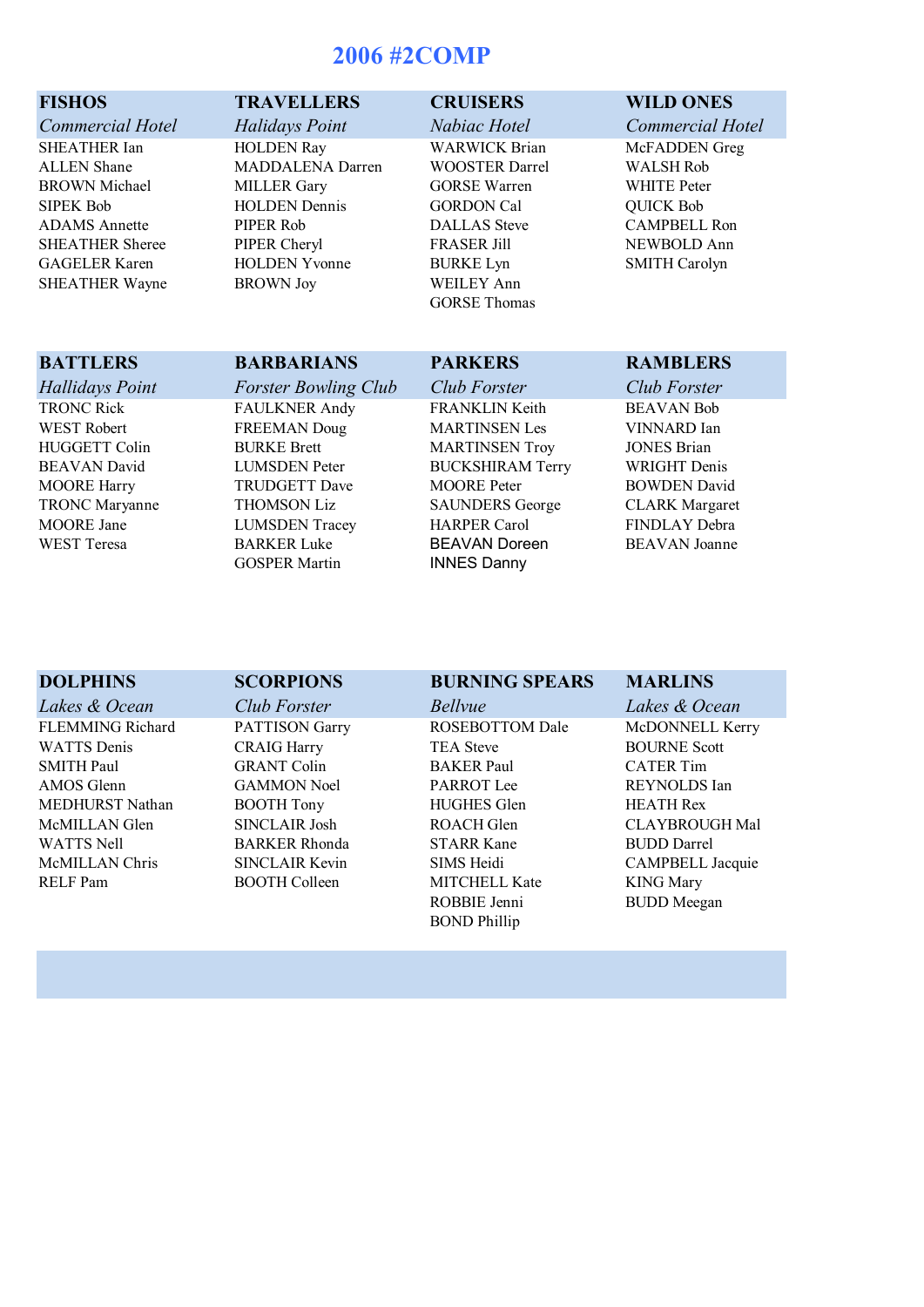# 2006 #2COMP

| FISHOS | TRAVELLERS | CRUISERS | WILD ONES |
|---|---|---|---|
| *Commercial Hotel* | *Halidays Point* | *Nabiac Hotel* | *Commercial Hotel* |
| SHEATHER Ian | HOLDEN Ray | WARWICK Brian | McFADDEN Greg |
| ALLEN Shane | MADDALENA Darren | WOOSTER Darrel | WALSH Rob |
| BROWN Michael | MILLER Gary | GORSE Warren | WHITE Peter |
| SIPEK Bob | HOLDEN Dennis | GORDON Cal | QUICK Bob |
| ADAMS Annette | PIPER Rob | DALLAS Steve | CAMPBELL Ron |
| SHEATHER Sheree | PIPER Cheryl | FRASER Jill | NEWBOLD Ann |
| GAGELER Karen | HOLDEN Yvonne | BURKE Lyn | SMITH Carolyn |
| SHEATHER Wayne | BROWN Joy | WEILEY Ann | |
| | | GORSE Thomas | |

| BATTLERS | BARBARIANS | PARKERS | RAMBLERS |
|---|---|---|---|
| *Hallidays Point* | *Forster Bowling Club* | *Club Forster* | *Club Forster* |
| TRONC Rick | FAULKNER Andy | FRANKLIN Keith | BEAVAN Bob |
| WEST Robert | FREEMAN Doug | MARTINSEN Les | VINNARD Ian |
| HUGGETT Colin | BURKE Brett | MARTINSEN Troy | JONES Brian |
| BEAVAN David | LUMSDEN Peter | BUCKSHIRAM Terry | WRIGHT Denis |
| MOORE Harry | TRUDGETT Dave | MOORE Peter | BOWDEN David |
| TRONC Maryanne | THOMSON Liz | SAUNDERS George | CLARK Margaret |
| MOORE Jane | LUMSDEN Tracey | HARPER Carol | FINDLAY Debra |
| WEST Teresa | BARKER Luke | BEAVAN Doreen | BEAVAN Joanne |
| | GOSPER Martin | INNES Danny | |

| DOLPHINS | SCORPIONS | BURNING SPEARS | MARLINS |
|---|---|---|---|
| *Lakes & Ocean* | *Club Forster* | *Bellvue* | *Lakes & Ocean* |
| FLEMMING Richard | PATTISON Garry | ROSEBOTTOM Dale | McDONNELL Kerry |
| WATTS Denis | CRAIG Harry | TEA Steve | BOURNE Scott |
| SMITH Paul | GRANT Colin | BAKER Paul | CATER Tim |
| AMOS Glenn | GAMMON Noel | PARROT Lee | REYNOLDS Ian |
| MEDHURST Nathan | BOOTH Tony | HUGHES Glen | HEATH Rex |
| McMILLAN Glen | SINCLAIR Josh | ROACH Glen | CLAYBROUGH Mal |
| WATTS Nell | BARKER Rhonda | STARR Kane | BUDD Darrel |
| McMILLAN Chris | SINCLAIR Kevin | SIMS Heidi | CAMPBELL Jacquie |
| RELF Pam | BOOTH Colleen | MITCHELL Kate | KING Mary |
| | | ROBBIE Jenni | BUDD Meegan |
| | | BOND Phillip | |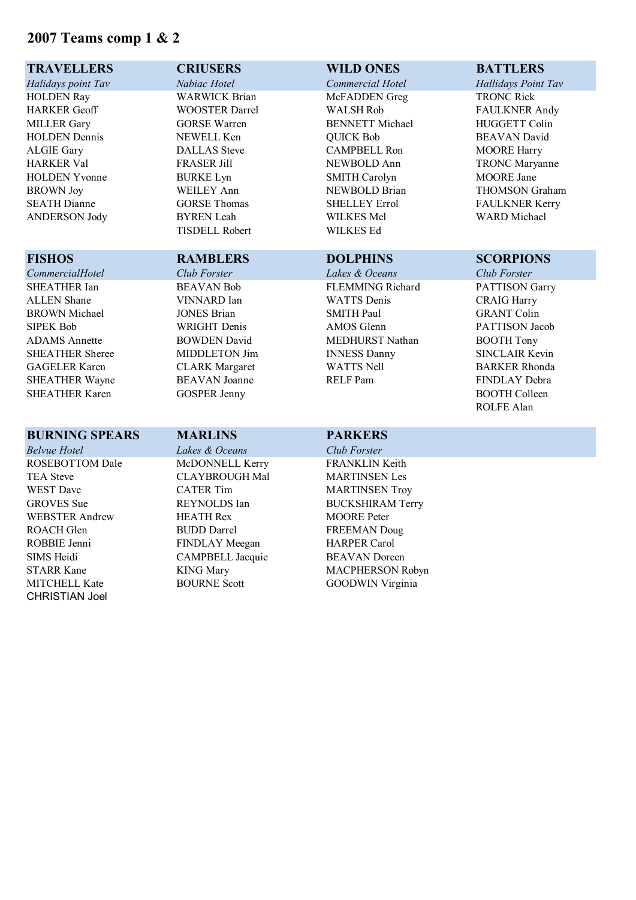# 2007 Teams comp 1 & 2

| TRAVELLERS | CRIUSERS | WILD ONES | BATTLERS |
|---|---|---|---|
| *Halidays point Tav* | *Nabiac Hotel* | *Commercial Hotel* | *Hallidays Point Tav* |
| HOLDEN Ray | WARWICK Brian | McFADDEN Greg | TRONC Rick |
| HARKER Geoff | WOOSTER Darrel | WALSH Rob | FAULKNER Andy |
| MILLER Gary | GORSE Warren | BENNETT Michael | HUGGETT Colin |
| HOLDEN Dennis | NEWELL Ken | QUICK Bob | BEAVAN David |
| ALGIE Gary | DALLAS Steve | CAMPBELL Ron | MOORE Harry |
| HARKER Val | FRASER Jill | NEWBOLD Ann | TRONC Maryanne |
| HOLDEN Yvonne | BURKE Lyn | SMITH Carolyn | MOORE Jane |
| BROWN Joy | WEILEY Ann | NEWBOLD Brian | THOMSON Graham |
| SEATH Dianne | GORSE Thomas | SHELLEY Errol | FAULKNER Kerry |
| ANDERSON Jody | BYREN Leah | WILKES Mel | WARD Michael |
| | TISDELL Robert | WILKES Ed | |

| FISHOS | RAMBLERS | DOLPHINS | SCORPIONS |
|---|---|---|---|
| *CommercialHotel* | *Club Forster* | *Lakes & Oceans* | *Club Forster* |
| SHEATHER Ian | BEAVAN Bob | FLEMMING Richard | PATTISON Garry |
| ALLEN Shane | VINNARD Ian | WATTS Denis | CRAIG Harry |
| BROWN Michael | JONES Brian | SMITH Paul | GRANT Colin |
| SIPEK Bob | WRIGHT Denis | AMOS Glenn | PATTISON Jacob |
| ADAMS Annette | BOWDEN David | MEDHURST Nathan | BOOTH Tony |
| SHEATHER Sheree | MIDDLETON Jim | INNESS Danny | SINCLAIR Kevin |
| GAGELER Karen | CLARK Margaret | WATTS Nell | BARKER Rhonda |
| SHEATHER Wayne | BEAVAN Joanne | RELF Pam | FINDLAY Debra |
| SHEATHER Karen | GOSPER Jenny | | BOOTH Colleen |
| | | | ROLFE Alan |

| BURNING SPEARS | MARLINS | PARKERS |
|---|---|---|
| *Belvue Hotel* | *Lakes & Oceans* | *Club Forster* |
| ROSEBOTTOM Dale | McDONNELL Kerry | FRANKLIN Keith |
| TEA Steve | CLAYBROUGH Mal | MARTINSEN Les |
| WEST Dave | CATER Tim | MARTINSEN Troy |
| GROVES Sue | REYNOLDS Ian | BUCKSHIRAM Terry |
| WEBSTER Andrew | HEATH Rex | MOORE Peter |
| ROACH Glen | BUDD Darrel | FREEMAN Doug |
| ROBBIE Jenni | FINDLAY Meegan | HARPER Carol |
| SIMS Heidi | CAMPBELL Jacquie | BEAVAN Doreen |
| STARR Kane | KING Mary | MACPHERSON Robyn |
| MITCHELL Kate | BOURNE Scott | GOODWIN Virginia |
| CHRISTIAN Joel | | |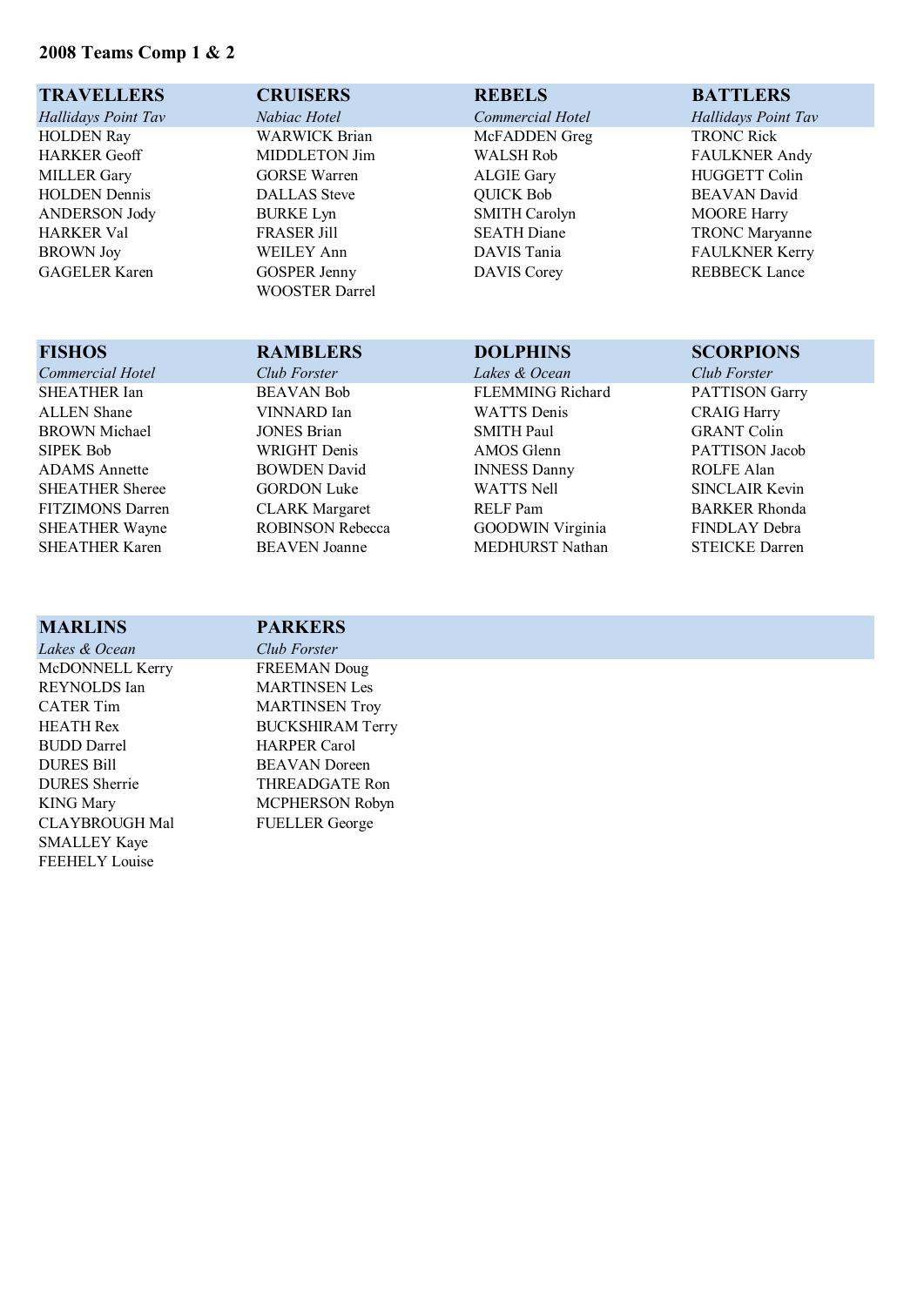**2008 Teams Comp 1 & 2**

| TRAVELLERS | CRUISERS | REBELS | BATTLERS |
|---|---|---|---|
| *Hallidays Point Tav* | *Nabiac Hotel* | *Commercial Hotel* | *Hallidays Point Tav* |
| HOLDEN Ray | WARWICK Brian | McFADDEN Greg | TRONC Rick |
| HARKER Geoff | MIDDLETON Jim | WALSH Rob | FAULKNER Andy |
| MILLER Gary | GORSE Warren | ALGIE Gary | HUGGETT Colin |
| HOLDEN Dennis | DALLAS Steve | QUICK Bob | BEAVAN David |
| ANDERSON Jody | BURKE Lyn | SMITH Carolyn | MOORE Harry |
| HARKER Val | FRASER Jill | SEATH Diane | TRONC Maryanne |
| BROWN Joy | WEILEY Ann | DAVIS Tania | FAULKNER Kerry |
| GAGELER Karen | GOSPER Jenny | DAVIS Corey | REBBECK Lance |
| | WOOSTER Darrel | | |

| FISHOS | RAMBLERS | DOLPHINS | SCORPIONS |
|---|---|---|---|
| *Commercial Hotel* | *Club Forster* | *Lakes & Ocean* | *Club Forster* |
| SHEATHER Ian | BEAVAN Bob | FLEMMING Richard | PATTISON Garry |
| ALLEN Shane | VINNARD Ian | WATTS Denis | CRAIG Harry |
| BROWN Michael | JONES Brian | SMITH Paul | GRANT Colin |
| SIPEK Bob | WRIGHT Denis | AMOS Glenn | PATTISON Jacob |
| ADAMS Annette | BOWDEN David | INNESS Danny | ROLFE Alan |
| SHEATHER Sheree | GORDON Luke | WATTS Nell | SINCLAIR Kevin |
| FITZIMONS Darren | CLARK Margaret | RELF Pam | BARKER Rhonda |
| SHEATHER Wayne | ROBINSON Rebecca | GOODWIN Virginia | FINDLAY Debra |
| SHEATHER Karen | BEAVEN Joanne | MEDHURST Nathan | STEICKE Darren |

| MARLINS | PARKERS |
|---|---|
| *Lakes & Ocean* | *Club Forster* |
| McDONNELL Kerry | FREEMAN Doug |
| REYNOLDS Ian | MARTINSEN Les |
| CATER Tim | MARTINSEN Troy |
| HEATH Rex | BUCKSHIRAM Terry |
| BUDD Darrel | HARPER Carol |
| DURES Bill | BEAVAN Doreen |
| DURES Sherrie | THREADGATE Ron |
| KING Mary | MCPHERSON Robyn |
| CLAYBROUGH Mal | FUELLER George |
| SMALLEY Kaye | |
| FEEHELY Louise | |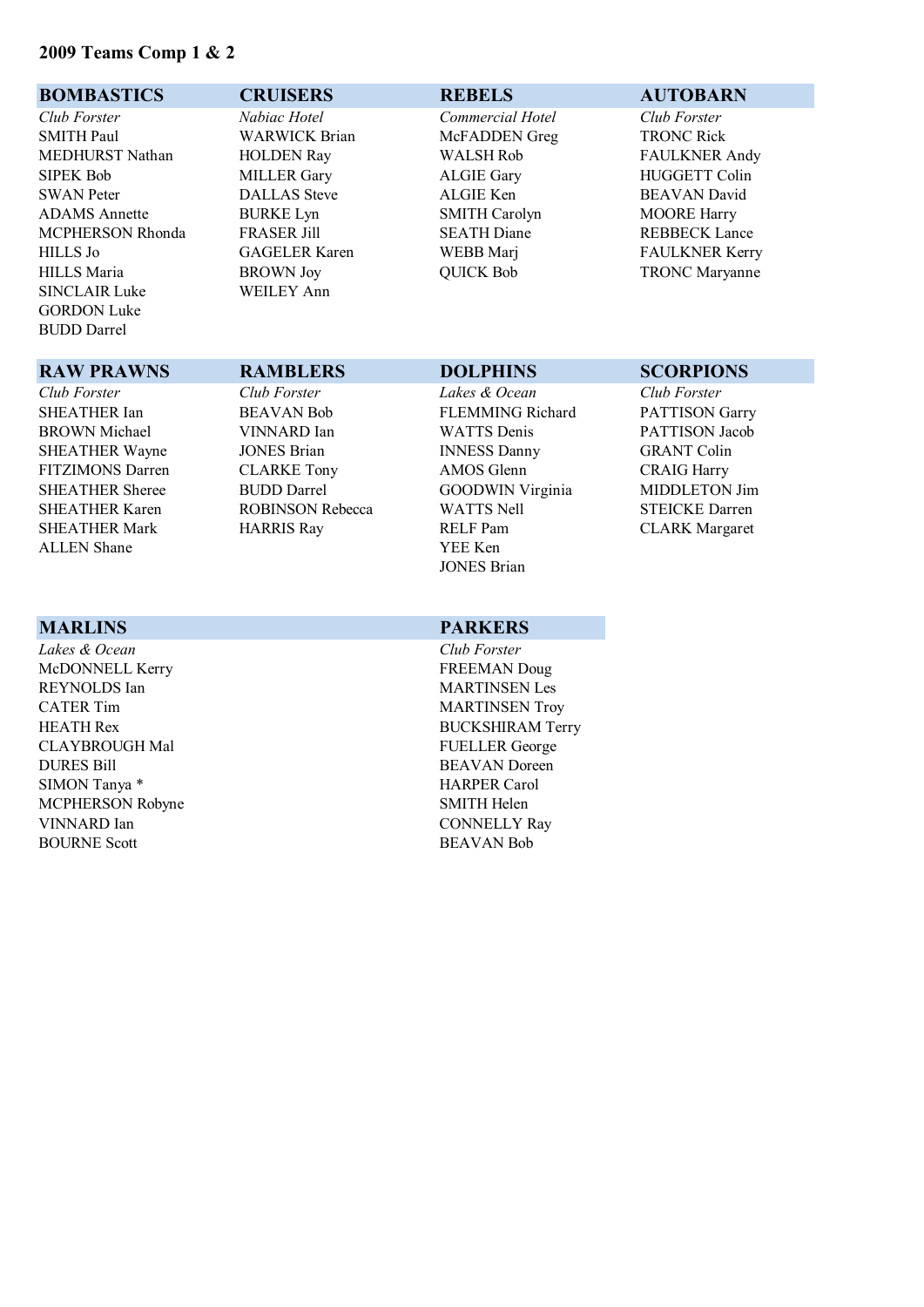## 2009 Teams Comp 1 & 2

### BOMBASTICS

*Club Forster*

SMITH Paul
MEDHURST Nathan
SIPEK Bob
SWAN Peter
ADAMS Annette
MCPHERSON Rhonda
HILLS Jo
HILLS Maria
SINCLAIR Luke
GORDON Luke
BUDD Darrel

### CRUISERS

*Nabiac Hotel*

WARWICK Brian
HOLDEN Ray
MILLER Gary
DALLAS Steve
BURKE Lyn
FRASER Jill
GAGELER Karen
BROWN Joy
WEILEY Ann

### REBELS

*Commercial Hotel*

McFADDEN Greg
WALSH Rob
ALGIE Gary
ALGIE Ken
SMITH Carolyn
SEATH Diane
WEBB Marj
QUICK Bob

### AUTOBARN

*Club Forster*

TRONC Rick
FAULKNER Andy
HUGGETT Colin
BEAVAN David
MOORE Harry
REBBECK Lance
FAULKNER Kerry
TRONC Maryanne

### RAW PRAWNS

*Club Forster*

SHEATHER Ian
BROWN Michael
SHEATHER Wayne
FITZIMONS Darren
SHEATHER Sheree
SHEATHER Karen
SHEATHER Mark
ALLEN Shane

### RAMBLERS

*Club Forster*

BEAVAN Bob
VINNARD Ian
JONES Brian
CLARKE Tony
BUDD Darrel
ROBINSON Rebecca
HARRIS Ray

### DOLPHINS

*Lakes & Ocean*

FLEMMING Richard
WATTS Denis
INNESS Danny
AMOS Glenn
GOODWIN Virginia
WATTS Nell
RELF Pam
YEE Ken
JONES Brian

### SCORPIONS

*Club Forster*

PATTISON Garry
PATTISON Jacob
GRANT Colin
CRAIG Harry
MIDDLETON Jim
STEICKE Darren
CLARK Margaret

### MARLINS

*Lakes & Ocean*

McDONNELL Kerry
REYNOLDS Ian
CATER Tim
HEATH Rex
CLAYBROUGH Mal
DURES Bill
SIMON Tanya *
MCPHERSON Robyne
VINNARD Ian
BOURNE Scott

### PARKERS

*Club Forster*

FREEMAN Doug
MARTINSEN Les
MARTINSEN Troy
BUCKSHIRAM Terry
FUELLER George
BEAVAN Doreen
HARPER Carol
SMITH Helen
CONNELLY Ray
BEAVAN Bob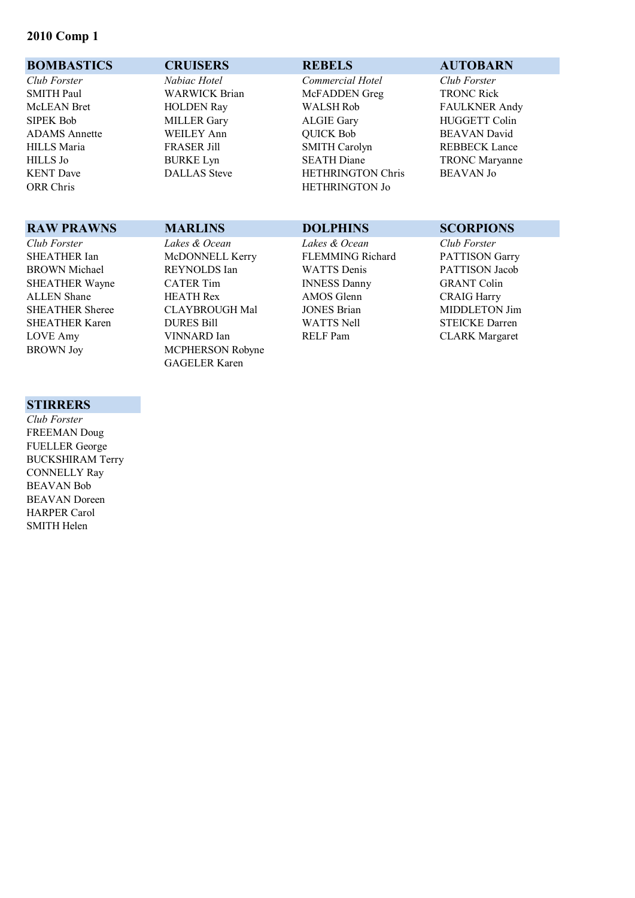**2010 Comp 1**

| BOMBASTICS | CRUISERS | REBELS | AUTOBARN |
|---|---|---|---|
| *Club Forster* | *Nabiac Hotel* | *Commercial Hotel* | *Club Forster* |
| SMITH Paul | WARWICK Brian | McFADDEN Greg | TRONC Rick |
| McLEAN Bret | HOLDEN Ray | WALSH Rob | FAULKNER Andy |
| SIPEK Bob | MILLER Gary | ALGIE Gary | HUGGETT Colin |
| ADAMS Annette | WEILEY Ann | QUICK Bob | BEAVAN David |
| HILLS Maria | FRASER Jill | SMITH Carolyn | REBBECK Lance |
| HILLS Jo | BURKE Lyn | SEATH Diane | TRONC Maryanne |
| KENT Dave | DALLAS Steve | HETHRINGTON Chris | BEAVAN Jo |
| ORR Chris | | HETHRINGTON Jo | |

| RAW PRAWNS | MARLINS | DOLPHINS | SCORPIONS |
|---|---|---|---|
| *Club Forster* | *Lakes & Ocean* | *Lakes & Ocean* | *Club Forster* |
| SHEATHER Ian | McDONNELL Kerry | FLEMMING Richard | PATTISON Garry |
| BROWN Michael | REYNOLDS Ian | WATTS Denis | PATTISON Jacob |
| SHEATHER Wayne | CATER Tim | INNESS Danny | GRANT Colin |
| ALLEN Shane | HEATH Rex | AMOS Glenn | CRAIG Harry |
| SHEATHER Sheree | CLAYBROUGH Mal | JONES Brian | MIDDLETON Jim |
| SHEATHER Karen | DURES Bill | WATTS Nell | STEICKE Darren |
| LOVE Amy | VINNARD Ian | RELF Pam | CLARK Margaret |
| BROWN Joy | MCPHERSON Robyne | | |
| | GAGELER Karen | | |

| STIRRERS |
|---|
| *Club Forster* |
| FREEMAN Doug |
| FUELLER George |
| BUCKSHIRAM Terry |
| CONNELLY Ray |
| BEAVAN Bob |
| BEAVAN Doreen |
| HARPER Carol |
| SMITH Helen |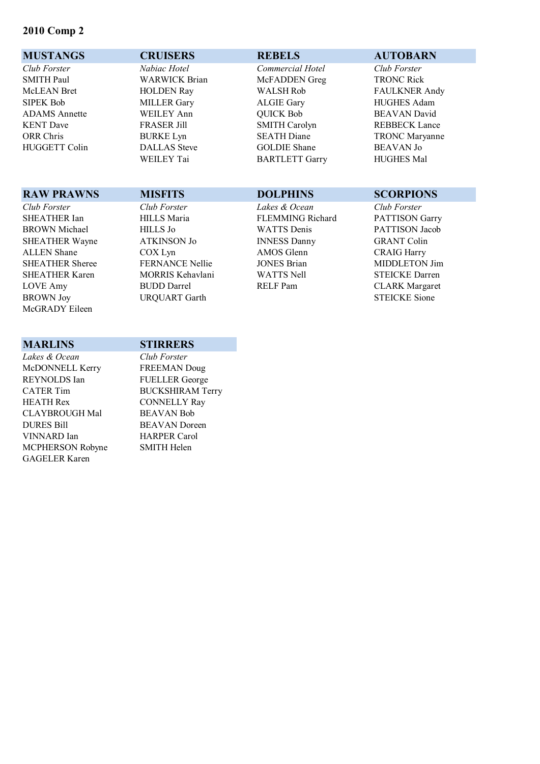## 2010 Comp 2

| MUSTANGS | CRUISERS | REBELS | AUTOBARN |
|---|---|---|---|
| *Club Forster* | *Nabiac Hotel* | *Commercial Hotel* | *Club Forster* |
| SMITH Paul | WARWICK Brian | McFADDEN Greg | TRONC Rick |
| McLEAN Bret | HOLDEN Ray | WALSH Rob | FAULKNER Andy |
| SIPEK Bob | MILLER Gary | ALGIE Gary | HUGHES Adam |
| ADAMS Annette | WEILEY Ann | QUICK Bob | BEAVAN David |
| KENT Dave | FRASER Jill | SMITH Carolyn | REBBECK Lance |
| ORR Chris | BURKE Lyn | SEATH Diane | TRONC Maryanne |
| HUGGETT Colin | DALLAS Steve | GOLDIE Shane | BEAVAN Jo |
| | WEILEY Tai | BARTLETT Garry | HUGHES Mal |

| RAW PRAWNS | MISFITS | DOLPHINS | SCORPIONS |
|---|---|---|---|
| *Club Forster* | *Club Forster* | *Lakes & Ocean* | *Club Forster* |
| SHEATHER Ian | HILLS Maria | FLEMMING Richard | PATTISON Garry |
| BROWN Michael | HILLS Jo | WATTS Denis | PATTISON Jacob |
| SHEATHER Wayne | ATKINSON Jo | INNESS Danny | GRANT Colin |
| ALLEN Shane | COX Lyn | AMOS Glenn | CRAIG Harry |
| SHEATHER Sheree | FERNANCE Nellie | JONES Brian | MIDDLETON Jim |
| SHEATHER Karen | MORRIS Kehavlani | WATTS Nell | STEICKE Darren |
| LOVE Amy | BUDD Darrel | RELF Pam | CLARK Margaret |
| BROWN Joy | URQUART Garth | | STEICKE Sione |
| McGRADY Eileen | | | |

| MARLINS | STIRRERS |
|---|---|
| *Lakes & Ocean* | *Club Forster* |
| McDONNELL Kerry | FREEMAN Doug |
| REYNOLDS Ian | FUELLER George |
| CATER Tim | BUCKSHIRAM Terry |
| HEATH Rex | CONNELLY Ray |
| CLAYBROUGH Mal | BEAVAN Bob |
| DURES Bill | BEAVAN Doreen |
| VINNARD Ian | HARPER Carol |
| MCPHERSON Robyne | SMITH Helen |
| GAGELER Karen | |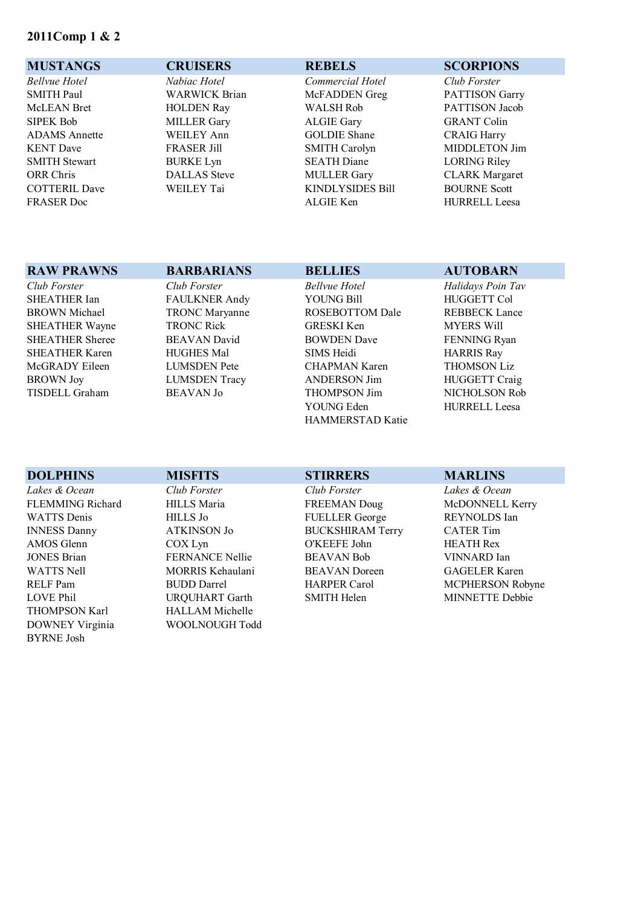**2011Comp 1 & 2**

| MUSTANGS | CRUISERS | REBELS | SCORPIONS |
|---|---|---|---|
| *Bellvue Hotel* | *Nabiac Hotel* | *Commercial Hotel* | *Club Forster* |
| SMITH Paul | WARWICK Brian | McFADDEN Greg | PATTISON Garry |
| McLEAN Bret | HOLDEN Ray | WALSH Rob | PATTISON Jacob |
| SIPEK Bob | MILLER Gary | ALGIE Gary | GRANT Colin |
| ADAMS Annette | WEILEY Ann | GOLDIE Shane | CRAIG Harry |
| KENT Dave | FRASER Jill | SMITH Carolyn | MIDDLETON Jim |
| SMITH Stewart | BURKE Lyn | SEATH Diane | LORING Riley |
| ORR Chris | DALLAS Steve | MULLER Gary | CLARK Margaret |
| COTTERIL Dave | WEILEY Tai | KINDLYSIDES Bill | BOURNE Scott |
| FRASER Doc | | ALGIE Ken | HURRELL Leesa |

| RAW PRAWNS | BARBARIANS | BELLIES | AUTOBARN |
|---|---|---|---|
| *Club Forster* | *Club Forster* | *Bellvue Hotel* | *Halidays Poin Tav* |
| SHEATHER Ian | FAULKNER Andy | YOUNG Bill | HUGGETT Col |
| BROWN Michael | TRONC Maryanne | ROSEBOTTOM Dale | REBBECK Lance |
| SHEATHER Wayne | TRONC Rick | GRESKI Ken | MYERS Will |
| SHEATHER Sheree | BEAVAN David | BOWDEN Dave | FENNING Ryan |
| SHEATHER Karen | HUGHES Mal | SIMS Heidi | HARRIS Ray |
| McGRADY Eileen | LUMSDEN Pete | CHAPMAN Karen | THOMSON Liz |
| BROWN Joy | LUMSDEN Tracy | ANDERSON Jim | HUGGETT Craig |
| TISDELL Graham | BEAVAN Jo | THOMPSON Jim | NICHOLSON Rob |
| | | YOUNG Eden | HURRELL Leesa |
| | | HAMMERSTAD Katie | |

| DOLPHINS | MISFITS | STIRRERS | MARLINS |
|---|---|---|---|
| *Lakes & Ocean* | *Club Forster* | *Club Forster* | *Lakes & Ocean* |
| FLEMMING Richard | HILLS Maria | FREEMAN Doug | McDONNELL Kerry |
| WATTS Denis | HILLS Jo | FUELLER George | REYNOLDS Ian |
| INNESS Danny | ATKINSON Jo | BUCKSHIRAM Terry | CATER Tim |
| AMOS Glenn | COX Lyn | O'KEEFE John | HEATH Rex |
| JONES Brian | FERNANCE Nellie | BEAVAN Bob | VINNARD Ian |
| WATTS Nell | MORRIS Kehaulani | BEAVAN Doreen | GAGELER Karen |
| RELF Pam | BUDD Darrel | HARPER Carol | MCPHERSON Robyne |
| LOVE Phil | URQUHART Garth | SMITH Helen | MINNETTE Debbie |
| THOMPSON Karl | HALLAM Michelle | | |
| DOWNEY Virginia | WOOLNOUGH Todd | | |
| BYRNE Josh | | | |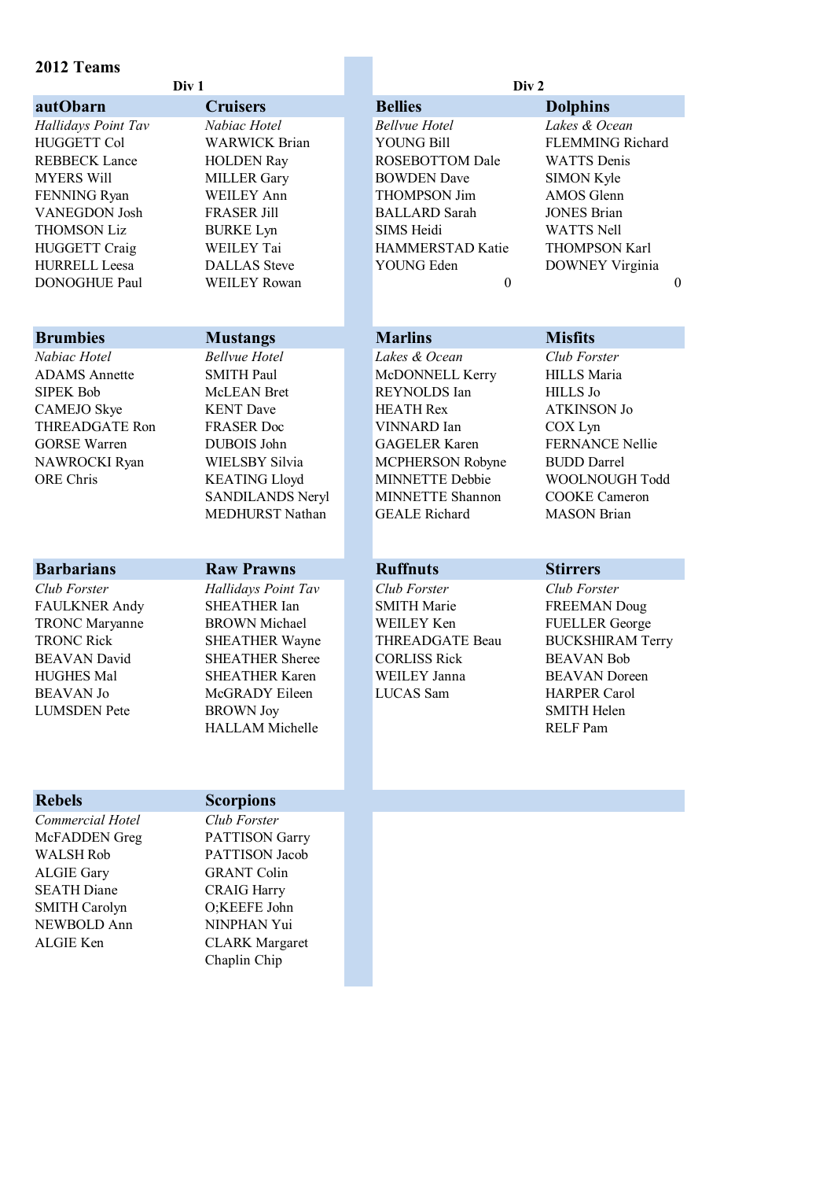## 2012 Teams

| Div 1 | | Div 2 | |
|---|---|---|---|
| **autObarn** | **Cruisers** | **Bellies** | **Dolphins** |
| *Hallidays Point Tav* | *Nabiac Hotel* | *Bellvue Hotel* | *Lakes & Ocean* |
| HUGGETT Col | WARWICK Brian | YOUNG Bill | FLEMMING Richard |
| REBBECK Lance | HOLDEN Ray | ROSEBOTTOM Dale | WATTS Denis |
| MYERS Will | MILLER Gary | BOWDEN Dave | SIMON Kyle |
| FENNING Ryan | WEILEY Ann | THOMPSON Jim | AMOS Glenn |
| VANEGDON Josh | FRASER Jill | BALLARD Sarah | JONES Brian |
| THOMSON Liz | BURKE Lyn | SIMS Heidi | WATTS Nell |
| HUGGETT Craig | WEILEY Tai | HAMMERSTAD Katie | THOMPSON Karl |
| HURRELL Leesa | DALLAS Steve | YOUNG Eden | DOWNEY Virginia |
| DONOGHUE Paul | WEILEY Rowan | 0 | 0 |
| | | | |
| **Brumbies** | **Mustangs** | **Marlins** | **Misfits** |
| *Nabiac Hotel* | *Bellvue Hotel* | *Lakes & Ocean* | *Club Forster* |
| ADAMS Annette | SMITH Paul | McDONNELL Kerry | HILLS Maria |
| SIPEK Bob | McLEAN Bret | REYNOLDS Ian | HILLS Jo |
| CAMEJO Skye | KENT Dave | HEATH Rex | ATKINSON Jo |
| THREADGATE Ron | FRASER Doc | VINNARD Ian | COX Lyn |
| GORSE Warren | DUBOIS John | GAGELER Karen | FERNANCE Nellie |
| NAWROCKI Ryan | WIELSBY Silvia | MCPHERSON Robyne | BUDD Darrel |
| ORE Chris | KEATING Lloyd | MINNETTE Debbie | WOOLNOUGH Todd |
| | SANDILANDS Neryl | MINNETTE Shannon | COOKE Cameron |
| | MEDHURST Nathan | GEALE Richard | MASON Brian |
| | | | |
| **Barbarians** | **Raw Prawns** | **Ruffnuts** | **Stirrers** |
| *Club Forster* | *Hallidays Point Tav* | *Club Forster* | *Club Forster* |
| FAULKNER Andy | SHEATHER Ian | SMITH Marie | FREEMAN Doug |
| TRONC Maryanne | BROWN Michael | WEILEY Ken | FUELLER George |
| TRONC Rick | SHEATHER Wayne | THREADGATE Beau | BUCKSHIRAM Terry |
| BEAVAN David | SHEATHER Sheree | CORLISS Rick | BEAVAN Bob |
| HUGHES Mal | SHEATHER Karen | WEILEY Janna | BEAVAN Doreen |
| BEAVAN Jo | McGRADY Eileen | LUCAS Sam | HARPER Carol |
| LUMSDEN Pete | BROWN Joy | | SMITH Helen |
| | HALLAM Michelle | | RELF Pam |
| | | | |
| **Rebels** | **Scorpions** | | |
| *Commercial Hotel* | *Club Forster* | | |
| McFADDEN Greg | PATTISON Garry | | |
| WALSH Rob | PATTISON Jacob | | |
| ALGIE Gary | GRANT Colin | | |
| SEATH Diane | CRAIG Harry | | |
| SMITH Carolyn | O;KEEFE John | | |
| NEWBOLD Ann | NINPHAN Yui | | |
| ALGIE Ken | CLARK Margaret | | |
| | Chaplin Chip | | |